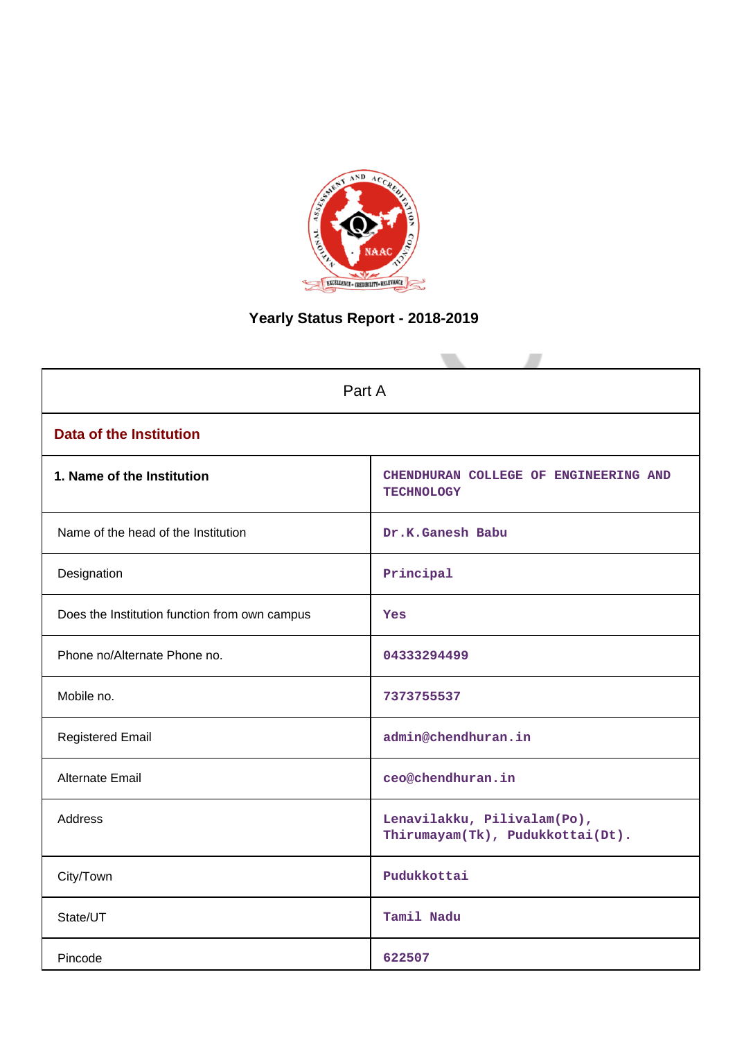# Yearly Status Report - 2018-2019

| Part A | |
|---|---|
| **Data of the Institution** | |
| **1. Name of the Institution** | CHENDHURAN COLLEGE OF ENGINEERING AND TECHNOLOGY |
| Name of the head of the Institution | Dr.K.Ganesh Babu |
| Designation | Principal |
| Does the Institution function from own campus | Yes |
| Phone no/Alternate Phone no. | 04333294499 |
| Mobile no. | 7373755537 |
| Registered Email | admin@chendhuran.in |
| Alternate Email | ceo@chendhuran.in |
| Address | Lenavilakku, Pilivalam(Po), Thirumayam(Tk), Pudukkottai(Dt). |
| City/Town | Pudukkottai |
| State/UT | Tamil Nadu |
| Pincode | 622507 |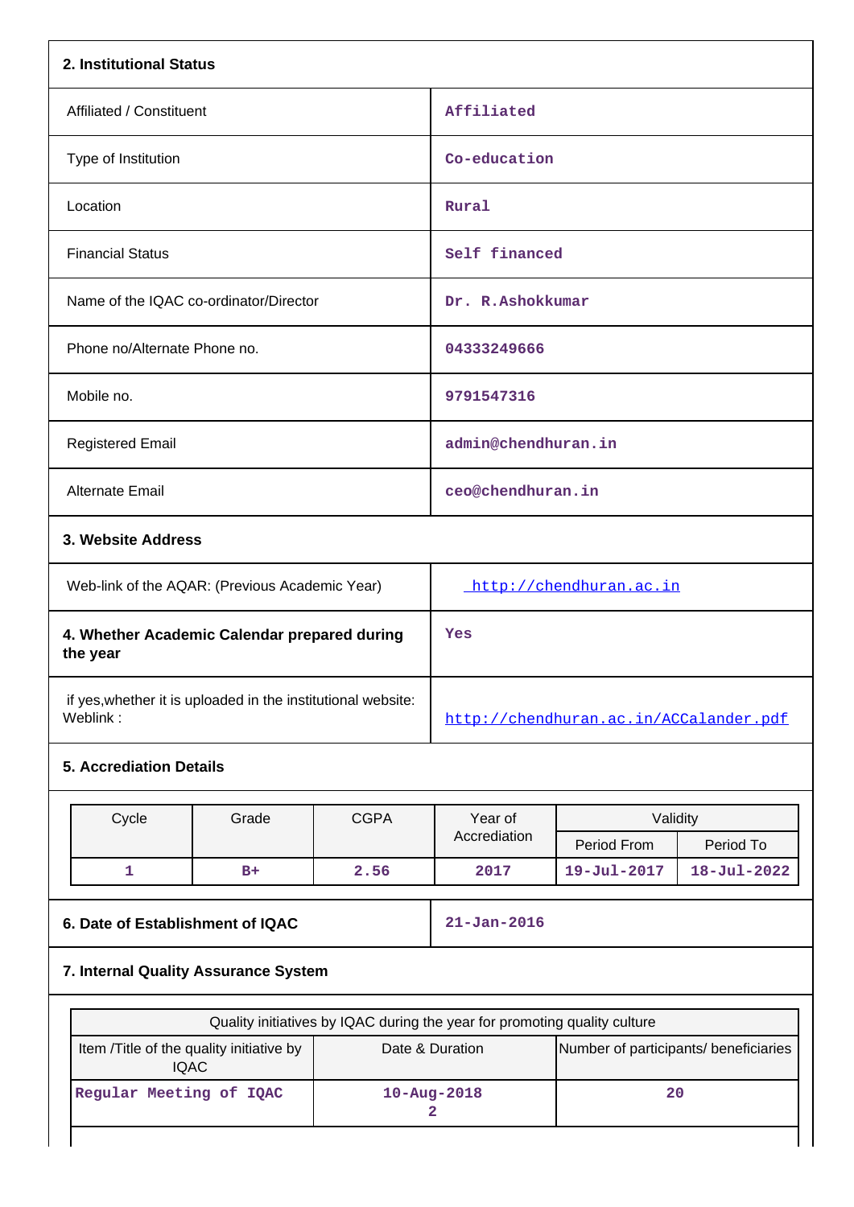## 2. Institutional Status

| | |
|---|---|
| Affiliated / Constituent | Affiliated |
| Type of Institution | Co-education |
| Location | Rural |
| Financial Status | Self financed |
| Name of the IQAC co-ordinator/Director | Dr. R.Ashokkumar |
| Phone no/Alternate Phone no. | 04333249666 |
| Mobile no. | 9791547316 |
| Registered Email | admin@chendhuran.in |
| Alternate Email | ceo@chendhuran.in |

## 3. Website Address

| | |
|---|---|
| Web-link of the AQAR: (Previous Academic Year) | http://chendhuran.ac.in |

| | |
|---|---|
| **4. Whether Academic Calendar prepared during the year** | Yes |
| if yes,whether it is uploaded in the institutional website: Weblink : | http://chendhuran.ac.in/ACCalander.pdf |

## 5. Accrediation Details

| Cycle | Grade | CGPA | Year of Accrediation | Validity | |
|---|---|---|---|---|---|
| | | | | Period From | Period To |
| 1 | B+ | 2.56 | 2017 | 19-Jul-2017 | 18-Jul-2022 |

| | |
|---|---|
| **6. Date of Establishment of IQAC** | 21-Jan-2016 |

## 7. Internal Quality Assurance System

| Quality initiatives by IQAC during the year for promoting quality culture | | |
|---|---|---|
| Item /Title of the quality initiative by IQAC | Date & Duration | Number of participants/ beneficiaries |
| Regular Meeting of IQAC | 10-Aug-2018<br>2 | 20 |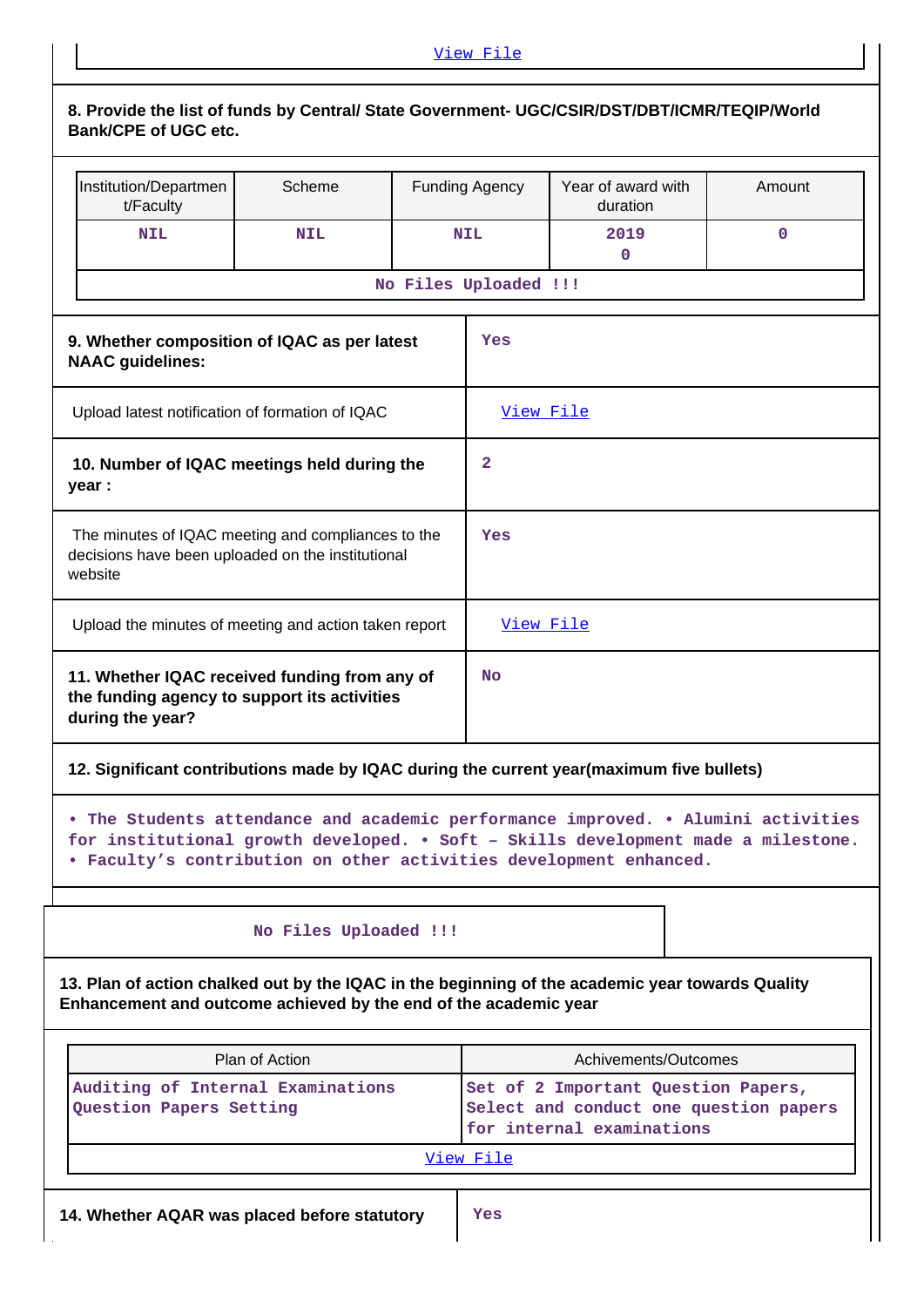View File

**8. Provide the list of funds by Central/ State Government- UGC/CSIR/DST/DBT/ICMR/TEQIP/World Bank/CPE of UGC etc.**

| Institution/Department/Faculty | Scheme | Funding Agency | Year of award with duration | Amount |
|---|---|---|---|---|
| NIL | NIL | NIL | 2019<br>0 | 0 |

No Files Uploaded !!!

| | |
|---|---|
| **9. Whether composition of IQAC as per latest NAAC guidelines:** | Yes |
| Upload latest notification of formation of IQAC | View File |
| **10. Number of IQAC meetings held during the year :** | 2 |
| The minutes of IQAC meeting and compliances to the decisions have been uploaded on the institutional website | Yes |
| Upload the minutes of meeting and action taken report | View File |
| **11. Whether IQAC received funding from any of the funding agency to support its activities during the year?** | No |

**12. Significant contributions made by IQAC during the current year(maximum five bullets)**

• The Students attendance and academic performance improved. • Alumini activities for institutional growth developed. • Soft – Skills development made a milestone. • Faculty’s contribution on other activities development enhanced.

No Files Uploaded !!!

**13. Plan of action chalked out by the IQAC in the beginning of the academic year towards Quality Enhancement and outcome achieved by the end of the academic year**

| Plan of Action | Achivements/Outcomes |
|---|---|
| Auditing of Internal Examinations Question Papers Setting | Set of 2 Important Question Papers, Select and conduct one question papers for internal examinations |

View File

| | |
|---|---|
| **14. Whether AQAR was placed before statutory** | Yes |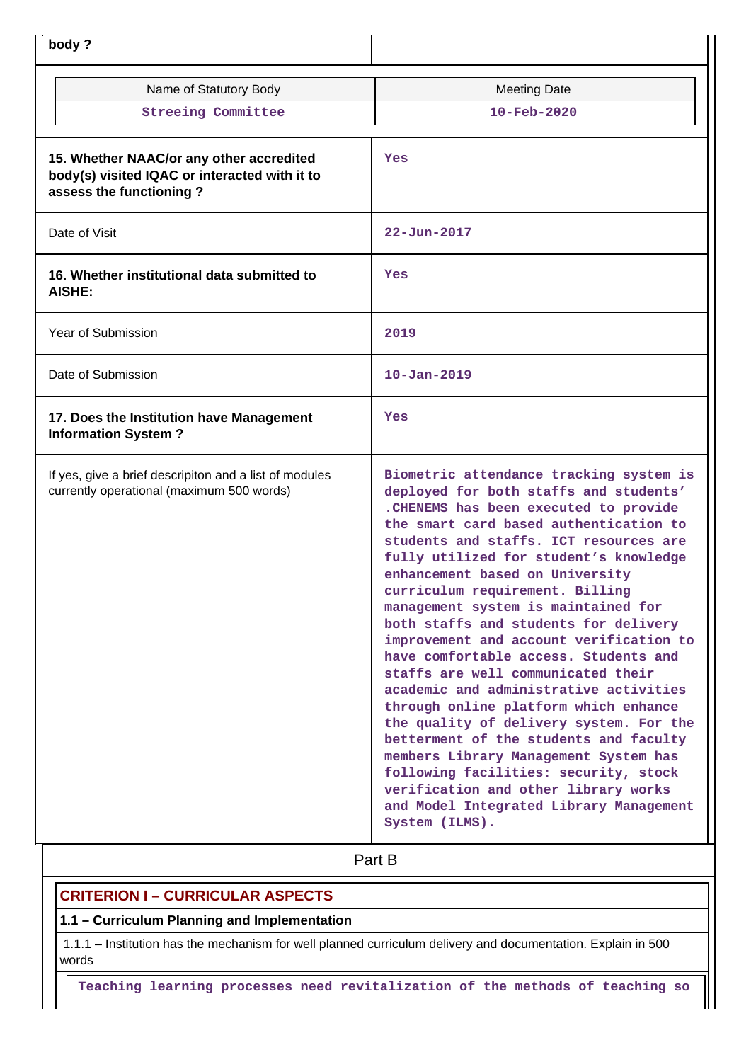| body ? | |
|---|---|

| Name of Statutory Body | Meeting Date |
|---|---|
| Streeing Committee | 10-Feb-2020 |

| | |
|---|---|
| **15. Whether NAAC/or any other accredited body(s) visited IQAC or interacted with it to assess the functioning ?** | Yes |
| Date of Visit | 22-Jun-2017 |
| **16. Whether institutional data submitted to AISHE:** | Yes |
| Year of Submission | 2019 |
| Date of Submission | 10-Jan-2019 |
| **17. Does the Institution have Management Information System ?** | Yes |
| If yes, give a brief descripiton and a list of modules currently operational (maximum 500 words) | Biometric attendance tracking system is deployed for both staffs and students' .CHENEMS has been executed to provide the smart card based authentication to students and staffs. ICT resources are fully utilized for student's knowledge enhancement based on University curriculum requirement. Billing management system is maintained for both staffs and students for delivery improvement and account verification to have comfortable access. Students and staffs are well communicated their academic and administrative activities through online platform which enhance the quality of delivery system. For the betterment of the students and faculty members Library Management System has following facilities: security, stock verification and other library works and Model Integrated Library Management System (ILMS). |

## Part B

### CRITERION I – CURRICULAR ASPECTS

**1.1 – Curriculum Planning and Implementation**

1.1.1 – Institution has the mechanism for well planned curriculum delivery and documentation. Explain in 500 words

Teaching learning processes need revitalization of the methods of teaching so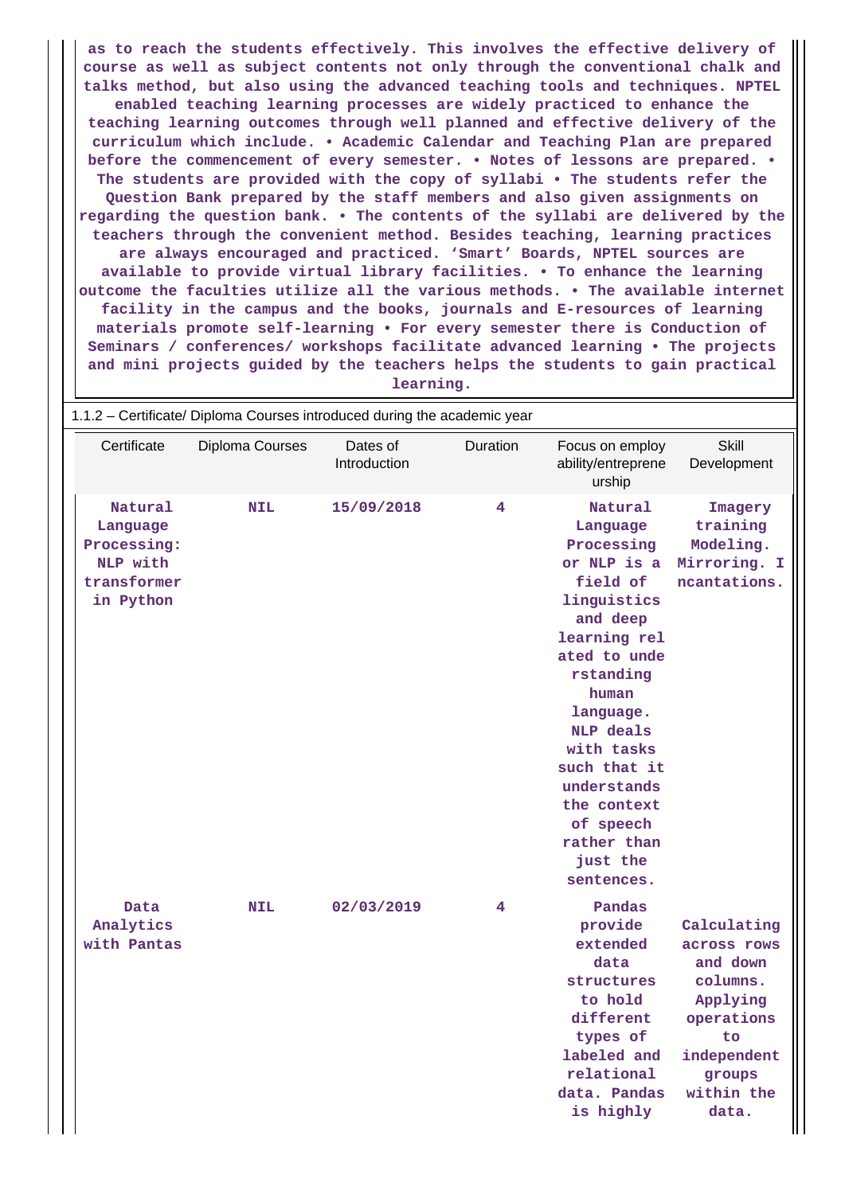as to reach the students effectively. This involves the effective delivery of course as well as subject contents not only through the conventional chalk and talks method, but also using the advanced teaching tools and techniques. NPTEL enabled teaching learning processes are widely practiced to enhance the teaching learning outcomes through well planned and effective delivery of the curriculum which include. • Academic Calendar and Teaching Plan are prepared before the commencement of every semester. • Notes of lessons are prepared. • The students are provided with the copy of syllabi • The students refer the Question Bank prepared by the staff members and also given assignments on regarding the question bank. • The contents of the syllabi are delivered by the teachers through the convenient method. Besides teaching, learning practices are always encouraged and practiced. 'Smart' Boards, NPTEL sources are available to provide virtual library facilities. • To enhance the learning outcome the faculties utilize all the various methods. • The available internet facility in the campus and the books, journals and E-resources of learning materials promote self-learning • For every semester there is Conduction of Seminars / conferences/ workshops facilitate advanced learning • The projects and mini projects guided by the teachers helps the students to gain practical learning.

1.1.2 – Certificate/ Diploma Courses introduced during the academic year

| Certificate | Diploma Courses | Dates of Introduction | Duration | Focus on employ ability/entreprene urship | Skill Development |
|---|---|---|---|---|---|
| Natural Language Processing: NLP with transformer in Python | NIL | 15/09/2018 | 4 | Natural Language Processing or NLP is a field of linguistics and deep learning related to understanding human language. NLP deals with tasks such that it understands the context of speech rather than just the sentences. | Imagery training Modeling. Mirroring. Incantations. |
| Data Analytics with Pantas | NIL | 02/03/2019 | 4 | Pandas provide extended data structures to hold different types of labeled and relational data. Pandas is highly | Calculating across rows and down columns. Applying operations to independent groups within the data. |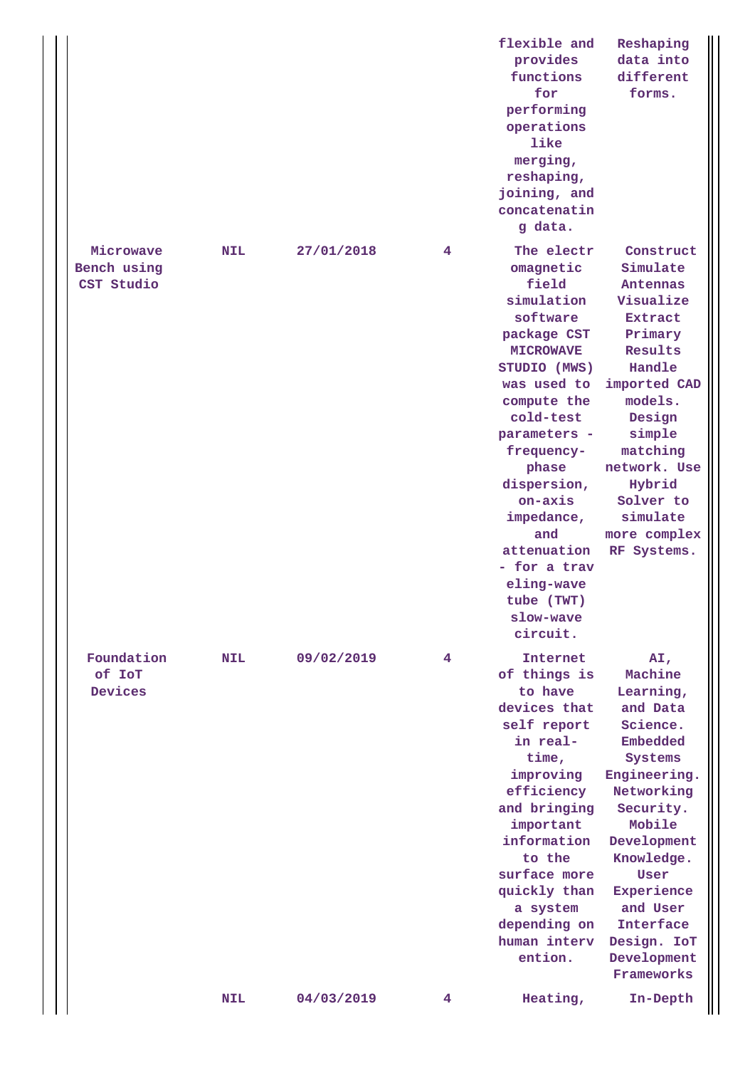| | | | | | |
|---|---|---|---|---|---|
| | | | | flexible and provides functions for performing operations like merging, reshaping, joining, and concatenating data. | Reshaping data into different forms. |
| Microwave Bench using CST Studio | NIL | 27/01/2018 | 4 | The electromagnetic field simulation software package CST MICROWAVE STUDIO (MWS) was used to compute the cold-test parameters - frequency-phase dispersion, on-axis impedance, and attenuation - for a traveling-wave tube (TWT) slow-wave circuit. | Construct Simulate Antennas Visualize Extract Primary Results Handle imported CAD models. Design simple matching network. Use Hybrid Solver to simulate more complex RF Systems. |
| Foundation of IoT Devices | NIL | 09/02/2019 | 4 | Internet of things is to have devices that self report in real-time, improving efficiency and bringing important information to the surface more quickly than a system depending on human intervention. | AI, Machine Learning, and Data Science. Embedded Systems Engineering. Networking Security. Mobile Development Knowledge. User Experience and User Interface Design. IoT Development Frameworks |
| | NIL | 04/03/2019 | 4 | Heating, | In-Depth |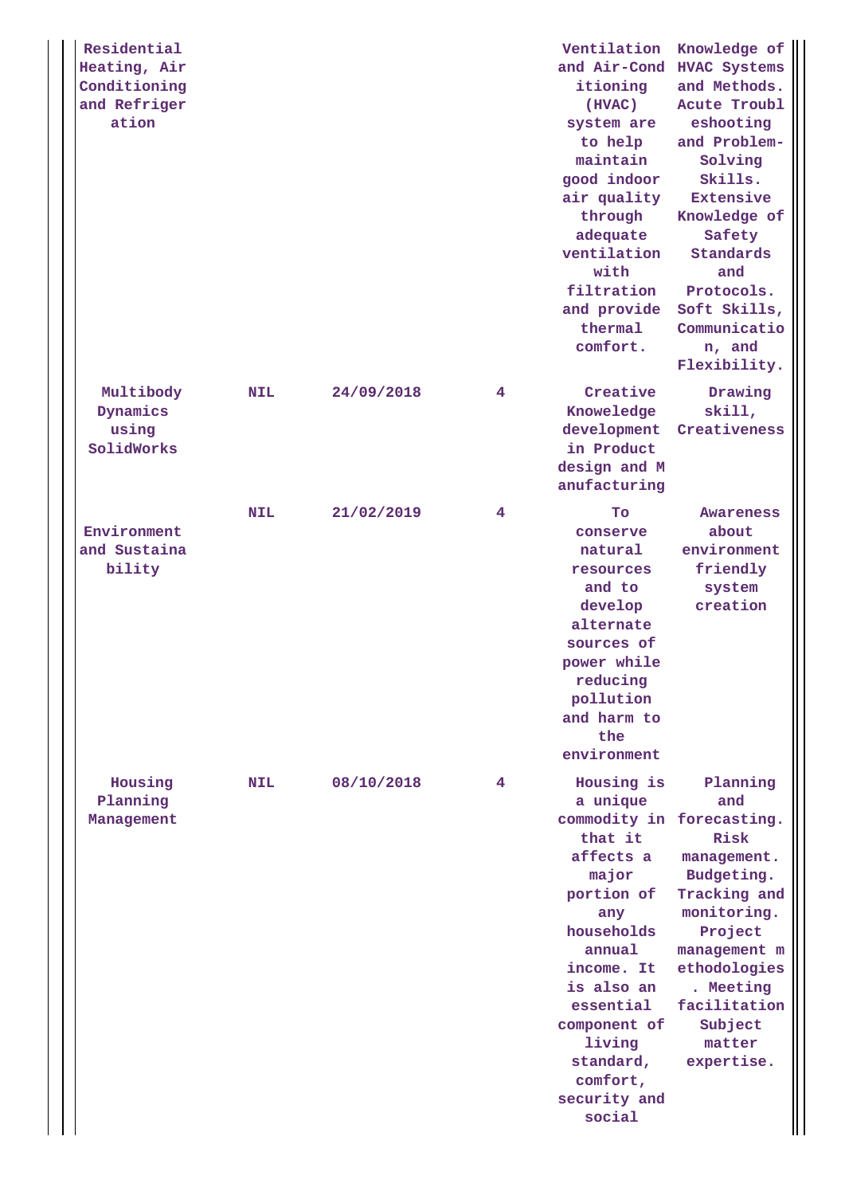| | | | | | |
|---|---|---|---|---|---|
| Residential Heating, Air Conditioning and Refrigeration | | | | Ventilation and Air-Conditioning (HVAC) system are to help maintain good indoor air quality through adequate ventilation with filtration and provide thermal comfort. | Knowledge of HVAC Systems and Methods. Acute Troubleshooting and Problem-Solving Skills. Extensive Knowledge of Safety Standards and Protocols. Soft Skills, Communication, and Flexibility. |
| Multibody Dynamics using SolidWorks | NIL | 24/09/2018 | 4 | Creative Knoweledge development in Product design and Manufacturing | Drawing skill, Creativeness |
| Environment and Sustainability | NIL | 21/02/2019 | 4 | To conserve natural resources and to develop alternate sources of power while reducing pollution and harm to the environment | Awareness about environment friendly system creation |
| Housing Planning Management | NIL | 08/10/2018 | 4 | Housing is a unique commodity in that it affects a major portion of any households annual income. It is also an essential component of living standard, comfort, security and social | Planning and forecasting. Risk management. Budgeting. Tracking and monitoring. Project management methodologies. Meeting facilitation Subject matter expertise. |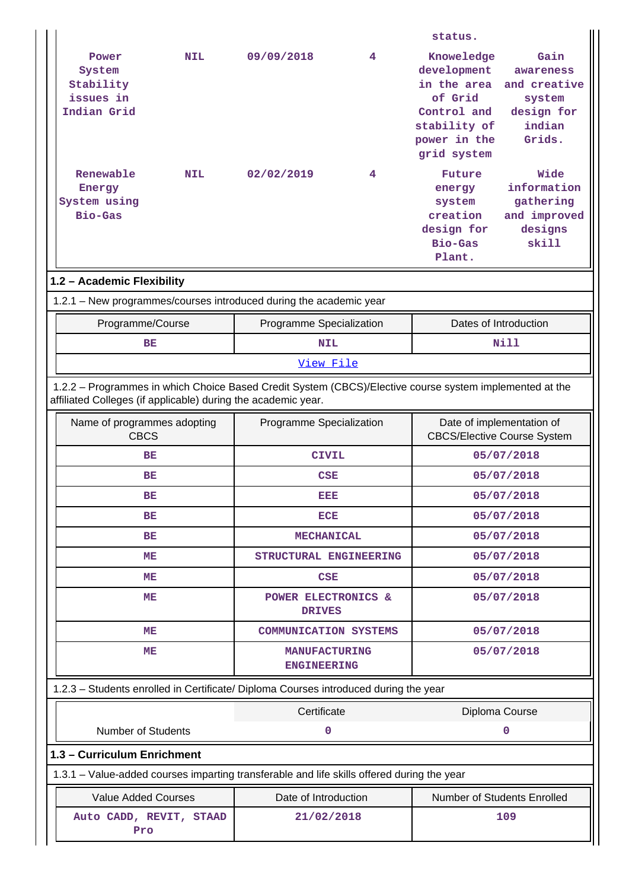| | | | | status. | |
|---|---|---|---|---|---|
| Power System Stability issues in Indian Grid | NIL | 09/09/2018 | 4 | Knoweledge development in the area of Grid Control and stability of power in the grid system | Gain awareness and creative system design for indian Grids. |
| Renewable Energy System using Bio-Gas | NIL | 02/02/2019 | 4 | Future energy system creation design for Bio-Gas Plant. | Wide information gathering and improved designs skill |

**1.2 – Academic Flexibility**

1.2.1 – New programmes/courses introduced during the academic year

| Programme/Course | Programme Specialization | Dates of Introduction |
|---|---|---|
| BE | NIL | Nill |
| View File | | |

1.2.2 – Programmes in which Choice Based Credit System (CBCS)/Elective course system implemented at the affiliated Colleges (if applicable) during the academic year.

| Name of programmes adopting CBCS | Programme Specialization | Date of implementation of CBCS/Elective Course System |
|---|---|---|
| BE | CIVIL | 05/07/2018 |
| BE | CSE | 05/07/2018 |
| BE | EEE | 05/07/2018 |
| BE | ECE | 05/07/2018 |
| BE | MECHANICAL | 05/07/2018 |
| ME | STRUCTURAL ENGINEERING | 05/07/2018 |
| ME | CSE | 05/07/2018 |
| ME | POWER ELECTRONICS & DRIVES | 05/07/2018 |
| ME | COMMUNICATION SYSTEMS | 05/07/2018 |
| ME | MANUFACTURING ENGINEERING | 05/07/2018 |

1.2.3 – Students enrolled in Certificate/ Diploma Courses introduced during the year

| | Certificate | Diploma Course |
|---|---|---|
| Number of Students | 0 | 0 |

**1.3 – Curriculum Enrichment**

1.3.1 – Value-added courses imparting transferable and life skills offered during the year

| Value Added Courses | Date of Introduction | Number of Students Enrolled |
|---|---|---|
| Auto CADD, REVIT, STAAD Pro | 21/02/2018 | 109 |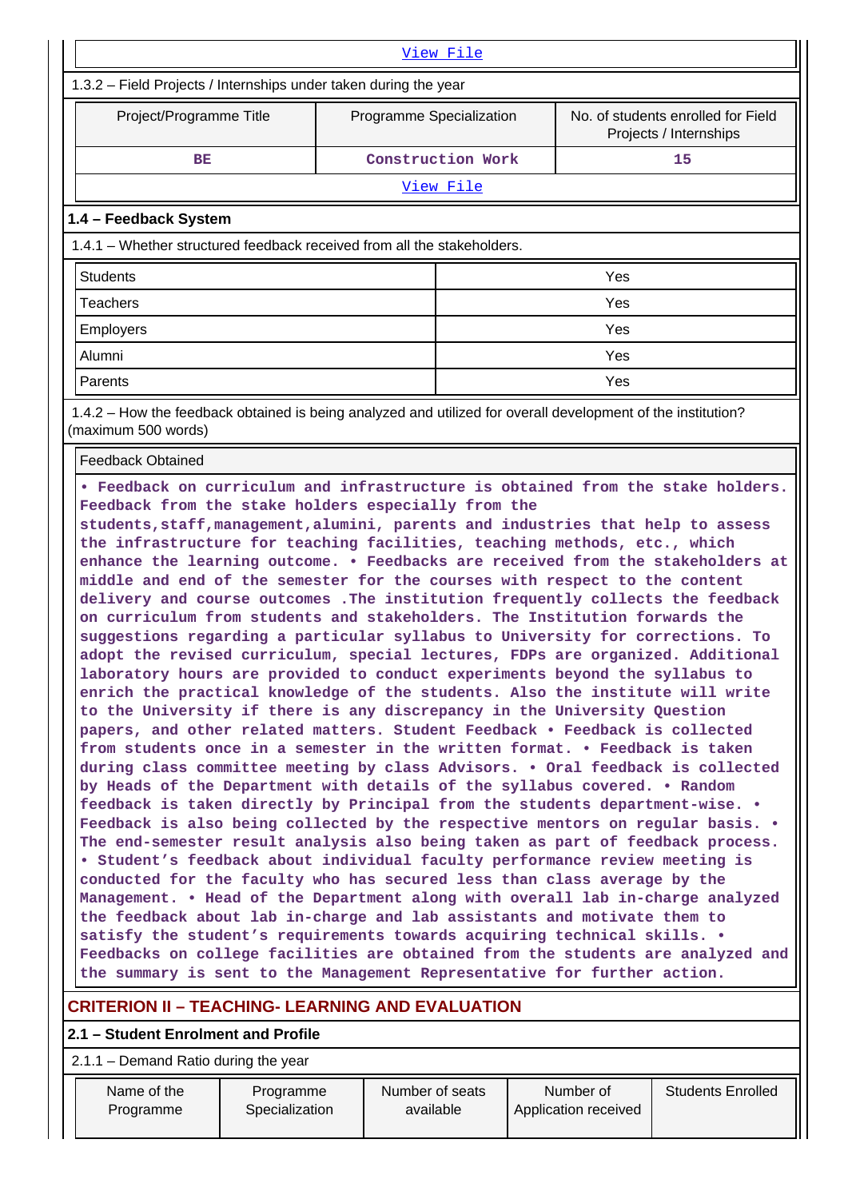View File

1.3.2 – Field Projects / Internships under taken during the year

| Project/Programme Title | Programme Specialization | No. of students enrolled for Field Projects / Internships |
|---|---|---|
| BE | Construction Work | 15 |

View File

### 1.4 – Feedback System

1.4.1 – Whether structured feedback received from all the stakeholders.

| | |
|---|---|
| Students | Yes |
| Teachers | Yes |
| Employers | Yes |
| Alumni | Yes |
| Parents | Yes |

1.4.2 – How the feedback obtained is being analyzed and utilized for overall development of the institution? (maximum 500 words)

Feedback Obtained

• Feedback on curriculum and infrastructure is obtained from the stake holders. Feedback from the stake holders especially from the students,staff,management,alumini, parents and industries that help to assess the infrastructure for teaching facilities, teaching methods, etc., which enhance the learning outcome. • Feedbacks are received from the stakeholders at middle and end of the semester for the courses with respect to the content delivery and course outcomes .The institution frequently collects the feedback on curriculum from students and stakeholders. The Institution forwards the suggestions regarding a particular syllabus to University for corrections. To adopt the revised curriculum, special lectures, FDPs are organized. Additional laboratory hours are provided to conduct experiments beyond the syllabus to enrich the practical knowledge of the students. Also the institute will write to the University if there is any discrepancy in the University Question papers, and other related matters. Student Feedback • Feedback is collected from students once in a semester in the written format. • Feedback is taken during class committee meeting by class Advisors. • Oral feedback is collected by Heads of the Department with details of the syllabus covered. • Random feedback is taken directly by Principal from the students department-wise. • Feedback is also being collected by the respective mentors on regular basis. • The end-semester result analysis also being taken as part of feedback process. • Student's feedback about individual faculty performance review meeting is conducted for the faculty who has secured less than class average by the Management. • Head of the Department along with overall lab in-charge analyzed the feedback about lab in-charge and lab assistants and motivate them to satisfy the student's requirements towards acquiring technical skills. • Feedbacks on college facilities are obtained from the students are analyzed and the summary is sent to the Management Representative for further action.

## CRITERION II – TEACHING- LEARNING AND EVALUATION

### 2.1 – Student Enrolment and Profile

2.1.1 – Demand Ratio during the year

| Name of the Programme | Programme Specialization | Number of seats available | Number of Application received | Students Enrolled |
|---|---|---|---|---|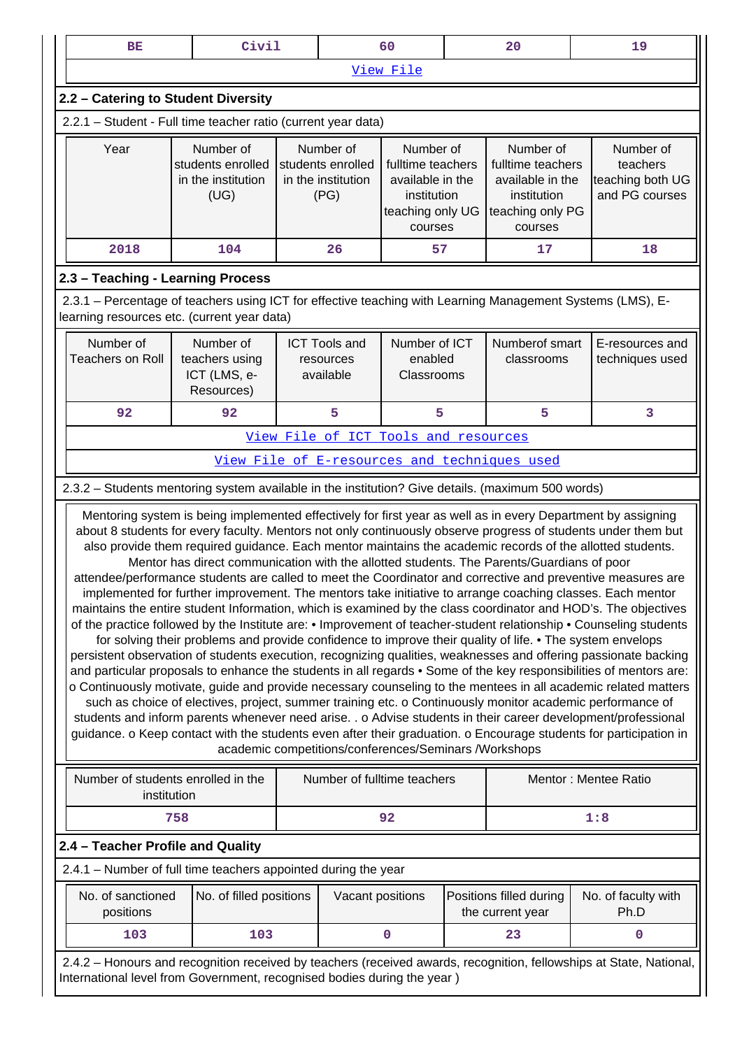| BE | Civil | 60 | 20 | 19 |
|---|---|---|---|---|
| View File | | | | |

## 2.2 – Catering to Student Diversity

2.2.1 – Student - Full time teacher ratio (current year data)

| Year | Number of students enrolled in the institution (UG) | Number of students enrolled in the institution (PG) | Number of fulltime teachers available in the institution teaching only UG courses | Number of fulltime teachers available in the institution teaching only PG courses | Number of teachers teaching both UG and PG courses |
|---|---|---|---|---|---|
| 2018 | 104 | 26 | 57 | 17 | 18 |

## 2.3 – Teaching - Learning Process

2.3.1 – Percentage of teachers using ICT for effective teaching with Learning Management Systems (LMS), E-learning resources etc. (current year data)

| Number of Teachers on Roll | Number of teachers using ICT (LMS, e-Resources) | ICT Tools and resources available | Number of ICT enabled Classrooms | Numberof smart classrooms | E-resources and techniques used |
|---|---|---|---|---|---|
| 92 | 92 | 5 | 5 | 5 | 3 |
| View File of ICT Tools and resources | | | | | |
| View File of E-resources and techniques used | | | | | |

2.3.2 – Students mentoring system available in the institution? Give details. (maximum 500 words)

Mentoring system is being implemented effectively for first year as well as in every Department by assigning about 8 students for every faculty. Mentors not only continuously observe progress of students under them but also provide them required guidance. Each mentor maintains the academic records of the allotted students. Mentor has direct communication with the allotted students. The Parents/Guardians of poor attendee/performance students are called to meet the Coordinator and corrective and preventive measures are implemented for further improvement. The mentors take initiative to arrange coaching classes. Each mentor maintains the entire student Information, which is examined by the class coordinator and HOD's. The objectives of the practice followed by the Institute are: • Improvement of teacher-student relationship • Counseling students for solving their problems and provide confidence to improve their quality of life. • The system envelops persistent observation of students execution, recognizing qualities, weaknesses and offering passionate backing and particular proposals to enhance the students in all regards • Some of the key responsibilities of mentors are: o Continuously motivate, guide and provide necessary counseling to the mentees in all academic related matters such as choice of electives, project, summer training etc. o Continuously monitor academic performance of students and inform parents whenever need arise. . o Advise students in their career development/professional guidance. o Keep contact with the students even after their graduation. o Encourage students for participation in academic competitions/conferences/Seminars /Workshops

| Number of students enrolled in the institution | Number of fulltime teachers | Mentor : Mentee Ratio |
|---|---|---|
| 758 | 92 | 1:8 |

## 2.4 – Teacher Profile and Quality

2.4.1 – Number of full time teachers appointed during the year

| No. of sanctioned positions | No. of filled positions | Vacant positions | Positions filled during the current year | No. of faculty with Ph.D |
|---|---|---|---|---|
| 103 | 103 | 0 | 23 | 0 |

2.4.2 – Honours and recognition received by teachers (received awards, recognition, fellowships at State, National, International level from Government, recognised bodies during the year )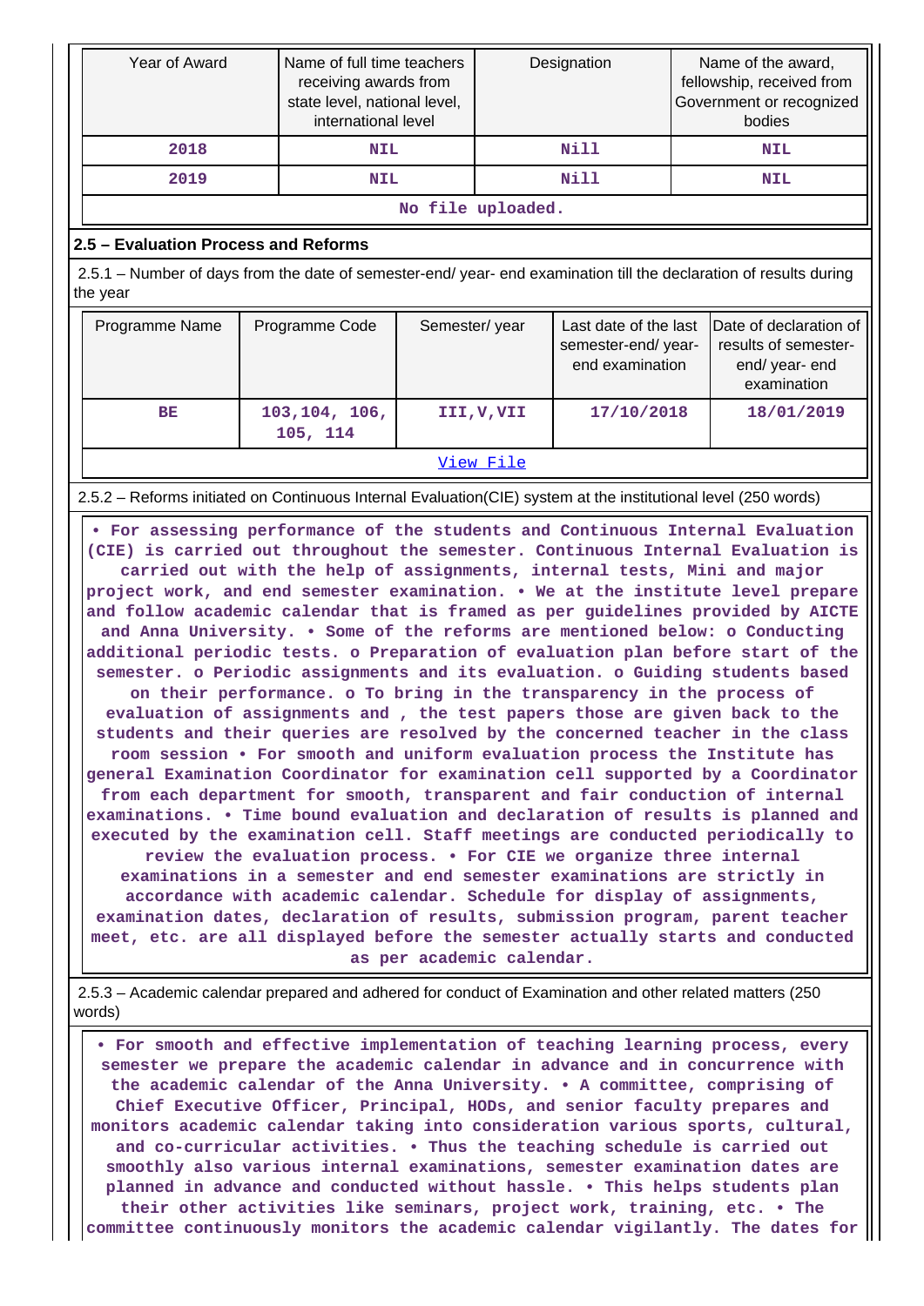| Year of Award | Name of full time teachers receiving awards from state level, national level, international level | Designation | Name of the award, fellowship, received from Government or recognized bodies |
|---|---|---|---|
| 2018 | NIL | Nill | NIL |
| 2019 | NIL | Nill | NIL |
| No file uploaded. | | | |

## 2.5 – Evaluation Process and Reforms

2.5.1 – Number of days from the date of semester-end/ year- end examination till the declaration of results during the year

| Programme Name | Programme Code | Semester/ year | Last date of the last semester-end/ year- end examination | Date of declaration of results of semester- end/ year- end examination |
|---|---|---|---|---|
| BE | 103,104, 106, 105, 114 | III,V,VII | 17/10/2018 | 18/01/2019 |
| View File | | | | |

2.5.2 – Reforms initiated on Continuous Internal Evaluation(CIE) system at the institutional level (250 words)

• For assessing performance of the students and Continuous Internal Evaluation (CIE) is carried out throughout the semester. Continuous Internal Evaluation is carried out with the help of assignments, internal tests, Mini and major project work, and end semester examination. • We at the institute level prepare and follow academic calendar that is framed as per guidelines provided by AICTE and Anna University. • Some of the reforms are mentioned below: o Conducting additional periodic tests. o Preparation of evaluation plan before start of the semester. o Periodic assignments and its evaluation. o Guiding students based on their performance. o To bring in the transparency in the process of evaluation of assignments and , the test papers those are given back to the students and their queries are resolved by the concerned teacher in the class room session • For smooth and uniform evaluation process the Institute has general Examination Coordinator for examination cell supported by a Coordinator from each department for smooth, transparent and fair conduction of internal examinations. • Time bound evaluation and declaration of results is planned and executed by the examination cell. Staff meetings are conducted periodically to review the evaluation process. • For CIE we organize three internal examinations in a semester and end semester examinations are strictly in accordance with academic calendar. Schedule for display of assignments, examination dates, declaration of results, submission program, parent teacher meet, etc. are all displayed before the semester actually starts and conducted as per academic calendar.

2.5.3 – Academic calendar prepared and adhered for conduct of Examination and other related matters (250 words)

• For smooth and effective implementation of teaching learning process, every semester we prepare the academic calendar in advance and in concurrence with the academic calendar of the Anna University. • A committee, comprising of Chief Executive Officer, Principal, HODs, and senior faculty prepares and monitors academic calendar taking into consideration various sports, cultural, and co-curricular activities. • Thus the teaching schedule is carried out smoothly also various internal examinations, semester examination dates are planned in advance and conducted without hassle. • This helps students plan their other activities like seminars, project work, training, etc. • The committee continuously monitors the academic calendar vigilantly. The dates for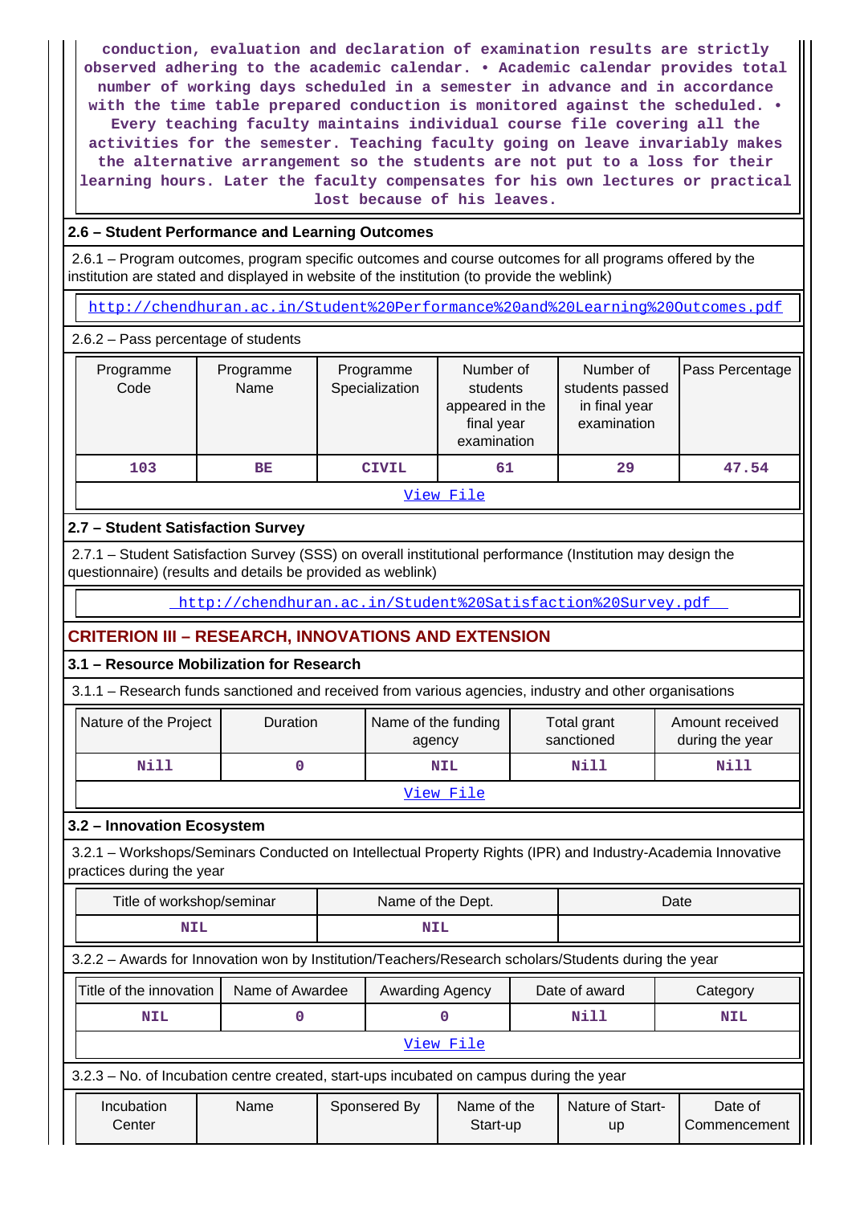conduction, evaluation and declaration of examination results are strictly observed adhering to the academic calendar. • Academic calendar provides total number of working days scheduled in a semester in advance and in accordance with the time table prepared conduction is monitored against the scheduled. • Every teaching faculty maintains individual course file covering all the activities for the semester. Teaching faculty going on leave invariably makes the alternative arrangement so the students are not put to a loss for their learning hours. Later the faculty compensates for his own lectures or practical lost because of his leaves.

### 2.6 – Student Performance and Learning Outcomes

2.6.1 – Program outcomes, program specific outcomes and course outcomes for all programs offered by the institution are stated and displayed in website of the institution (to provide the weblink)

http://chendhuran.ac.in/Student%20Performance%20and%20Learning%20Outcomes.pdf

2.6.2 – Pass percentage of students

| Programme Code | Programme Name | Programme Specialization | Number of students appeared in the final year examination | Number of students passed in final year examination | Pass Percentage |
|---|---|---|---|---|---|
| 103 | BE | CIVIL | 61 | 29 | 47.54 |

View File

### 2.7 – Student Satisfaction Survey

2.7.1 – Student Satisfaction Survey (SSS) on overall institutional performance (Institution may design the questionnaire) (results and details be provided as weblink)

http://chendhuran.ac.in/Student%20Satisfaction%20Survey.pdf

## CRITERION III – RESEARCH, INNOVATIONS AND EXTENSION

### 3.1 – Resource Mobilization for Research

3.1.1 – Research funds sanctioned and received from various agencies, industry and other organisations

| Nature of the Project | Duration | Name of the funding agency | Total grant sanctioned | Amount received during the year |
|---|---|---|---|---|
| Nill | 0 | NIL | Nill | Nill |

View File

### 3.2 – Innovation Ecosystem

3.2.1 – Workshops/Seminars Conducted on Intellectual Property Rights (IPR) and Industry-Academia Innovative practices during the year

| Title of workshop/seminar | Name of the Dept. | Date |
|---|---|---|
| NIL | NIL | |

3.2.2 – Awards for Innovation won by Institution/Teachers/Research scholars/Students during the year

| Title of the innovation | Name of Awardee | Awarding Agency | Date of award | Category |
|---|---|---|---|---|
| NIL | 0 | 0 | Nill | NIL |

View File

3.2.3 – No. of Incubation centre created, start-ups incubated on campus during the year

| Incubation Center | Name | Sponsered By | Name of the Start-up | Nature of Start-up | Date of Commencement |
|---|---|---|---|---|---|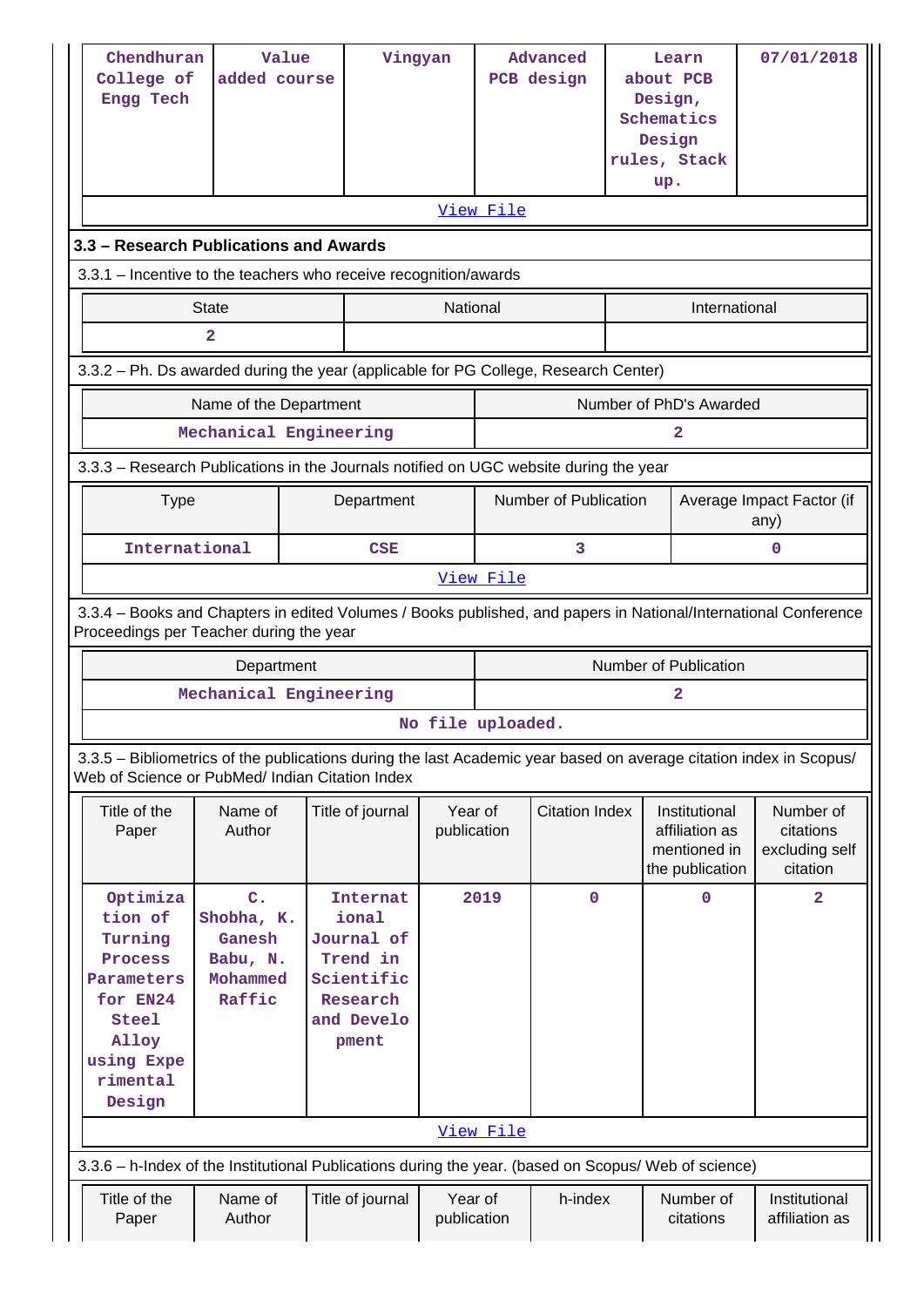| Chendhuran College of Engg Tech | Value added course | Vingyan | Advanced PCB design | Learn about PCB Design, Schematics Design rules, Stack up. | 07/01/2018 |
|---|---|---|---|---|---|

View File

## 3.3 – Research Publications and Awards

3.3.1 – Incentive to the teachers who receive recognition/awards

| State | National | International |
|---|---|---|
| 2 | | |

3.3.2 – Ph. Ds awarded during the year (applicable for PG College, Research Center)

| Name of the Department | Number of PhD's Awarded |
|---|---|
| Mechanical Engineering | 2 |

3.3.3 – Research Publications in the Journals notified on UGC website during the year

| Type | Department | Number of Publication | Average Impact Factor (if any) |
|---|---|---|---|
| International | CSE | 3 | 0 |

View File

3.3.4 – Books and Chapters in edited Volumes / Books published, and papers in National/International Conference Proceedings per Teacher during the year

| Department | Number of Publication |
|---|---|
| Mechanical Engineering | 2 |

No file uploaded.

3.3.5 – Bibliometrics of the publications during the last Academic year based on average citation index in Scopus/ Web of Science or PubMed/ Indian Citation Index

| Title of the Paper | Name of Author | Title of journal | Year of publication | Citation Index | Institutional affiliation as mentioned in the publication | Number of citations excluding self citation |
|---|---|---|---|---|---|---|
| Optimization of Turning Process Parameters for EN24 Steel Alloy using Experimental Design | C. Shobha, K. Ganesh Babu, N. Mohammed Raffic | International Journal of Trend in Scientific Research and Development | 2019 | 0 | 0 | 2 |

View File

3.3.6 – h-Index of the Institutional Publications during the year. (based on Scopus/ Web of science)

| Title of the Paper | Name of Author | Title of journal | Year of publication | h-index | Number of citations | Institutional affiliation as |
|---|---|---|---|---|---|---|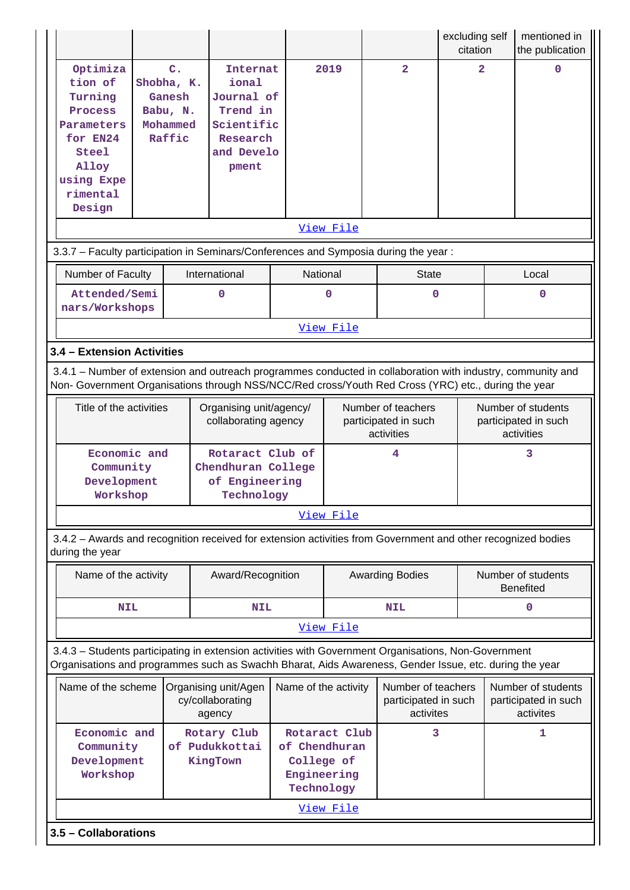| | | | | | excluding self citation | mentioned in the publication |
|---|---|---|---|---|---|---|
| Optimization of Turning Process Parameters for EN24 Steel Alloy using Experimental Design | C. Shobha, K. Ganesh Babu, N. Mohammed Raffic | International Journal of Trend in Scientific Research and Development | 2019 | 2 | 2 | 0 |
| View File | | | | | | |

3.3.7 – Faculty participation in Seminars/Conferences and Symposia during the year :

| Number of Faculty | International | National | State | Local |
|---|---|---|---|---|
| Attended/Seminars/Workshops | 0 | 0 | 0 | 0 |
| View File | | | | |

**3.4 – Extension Activities**

3.4.1 – Number of extension and outreach programmes conducted in collaboration with industry, community and Non- Government Organisations through NSS/NCC/Red cross/Youth Red Cross (YRC) etc., during the year

| Title of the activities | Organising unit/agency/ collaborating agency | Number of teachers participated in such activities | Number of students participated in such activities |
|---|---|---|---|
| Economic and Community Development Workshop | Rotaract Club of Chendhuran College of Engineering Technology | 4 | 3 |
| View File | | | |

3.4.2 – Awards and recognition received for extension activities from Government and other recognized bodies during the year

| Name of the activity | Award/Recognition | Awarding Bodies | Number of students Benefited |
|---|---|---|---|
| NIL | NIL | NIL | 0 |
| View File | | | |

3.4.3 – Students participating in extension activities with Government Organisations, Non-Government Organisations and programmes such as Swachh Bharat, Aids Awareness, Gender Issue, etc. during the year

| Name of the scheme | Organising unit/Agency/collaborating agency | Name of the activity | Number of teachers participated in such activites | Number of students participated in such activites |
|---|---|---|---|---|
| Economic and Community Development Workshop | Rotary Club of Pudukkottai KingTown | Rotaract Club of Chendhuran College of Engineering Technology | 3 | 1 |
| View File | | | | |

**3.5 – Collaborations**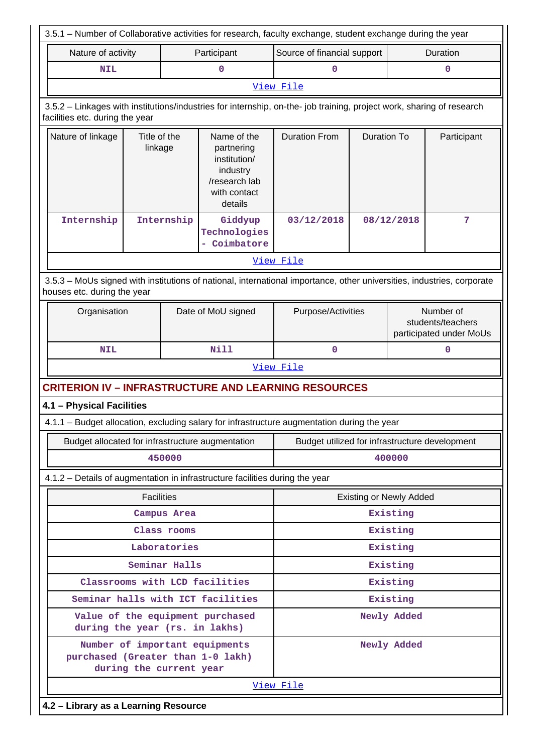3.5.1 – Number of Collaborative activities for research, faculty exchange, student exchange during the year

| Nature of activity | Participant | Source of financial support | Duration |
|---|---|---|---|
| NIL | 0 | 0 | 0 |
| View File | | | |

3.5.2 – Linkages with institutions/industries for internship, on-the- job training, project work, sharing of research facilities etc. during the year

| Nature of linkage | Title of the linkage | Name of the partnering institution/ industry /research lab with contact details | Duration From | Duration To | Participant |
|---|---|---|---|---|---|
| Internship | Internship | Giddyup Technologies - Coimbatore | 03/12/2018 | 08/12/2018 | 7 |
| View File | | | | | |

3.5.3 – MoUs signed with institutions of national, international importance, other universities, industries, corporate houses etc. during the year

| Organisation | Date of MoU signed | Purpose/Activities | Number of students/teachers participated under MoUs |
|---|---|---|---|
| NIL | Nill | 0 | 0 |
| View File | | | |

## CRITERION IV – INFRASTRUCTURE AND LEARNING RESOURCES

### 4.1 – Physical Facilities

4.1.1 – Budget allocation, excluding salary for infrastructure augmentation during the year

| Budget allocated for infrastructure augmentation | Budget utilized for infrastructure development |
|---|---|
| 450000 | 400000 |

4.1.2 – Details of augmentation in infrastructure facilities during the year

| Facilities | Existing or Newly Added |
|---|---|
| Campus Area | Existing |
| Class rooms | Existing |
| Laboratories | Existing |
| Seminar Halls | Existing |
| Classrooms with LCD facilities | Existing |
| Seminar halls with ICT facilities | Existing |
| Value of the equipment purchased during the year (rs. in lakhs) | Newly Added |
| Number of important equipments purchased (Greater than 1-0 lakh) during the current year | Newly Added |
| View File | |

### 4.2 – Library as a Learning Resource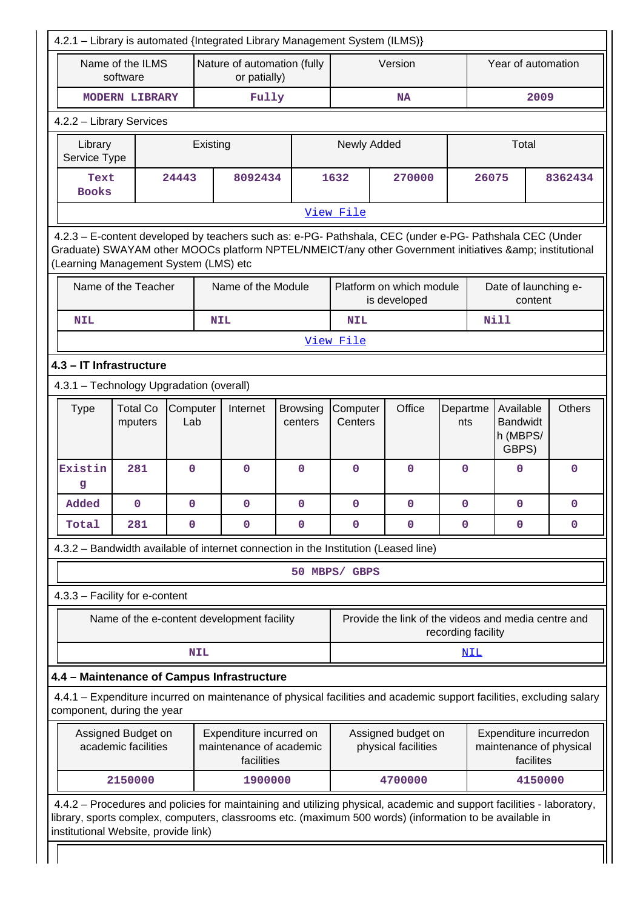4.2.1 – Library is automated {Integrated Library Management System (ILMS)}

| Name of the ILMS software | Nature of automation (fully or patially) | Version | Year of automation |
|---|---|---|---|
| MODERN LIBRARY | Fully | NA | 2009 |

4.2.2 – Library Services

| Library Service Type | Existing | | Newly Added | | Total | |
|---|---|---|---|---|---|---|
| Text Books | 24443 | 8092434 | 1632 | 270000 | 26075 | 8362434 |

View File

4.2.3 – E-content developed by teachers such as: e-PG- Pathshala, CEC (under e-PG- Pathshala CEC (Under Graduate) SWAYAM other MOOCs platform NPTEL/NMEICT/any other Government initiatives &amp; institutional (Learning Management System (LMS) etc

| Name of the Teacher | Name of the Module | Platform on which module is developed | Date of launching e-content |
|---|---|---|---|
| NIL | NIL | NIL | Nill |

View File

### 4.3 – IT Infrastructure

4.3.1 – Technology Upgradation (overall)

| Type | Total Computers | Computer Lab | Internet | Browsing centers | Computer Centers | Office | Departments | Available Bandwidth (MBPS/ GBPS) | Others |
|---|---|---|---|---|---|---|---|---|---|
| Existing | 281 | 0 | 0 | 0 | 0 | 0 | 0 | 0 | 0 |
| Added | 0 | 0 | 0 | 0 | 0 | 0 | 0 | 0 | 0 |
| Total | 281 | 0 | 0 | 0 | 0 | 0 | 0 | 0 | 0 |

4.3.2 – Bandwidth available of internet connection in the Institution (Leased line)

50 MBPS/ GBPS

4.3.3 – Facility for e-content

| Name of the e-content development facility | Provide the link of the videos and media centre and recording facility |
|---|---|
| NIL | NIL |

### 4.4 – Maintenance of Campus Infrastructure

4.4.1 – Expenditure incurred on maintenance of physical facilities and academic support facilities, excluding salary component, during the year

| Assigned Budget on academic facilities | Expenditure incurred on maintenance of academic facilities | Assigned budget on physical facilities | Expenditure incurredon maintenance of physical facilites |
|---|---|---|---|
| 2150000 | 1900000 | 4700000 | 4150000 |

4.4.2 – Procedures and policies for maintaining and utilizing physical, academic and support facilities - laboratory, library, sports complex, computers, classrooms etc. (maximum 500 words) (information to be available in institutional Website, provide link)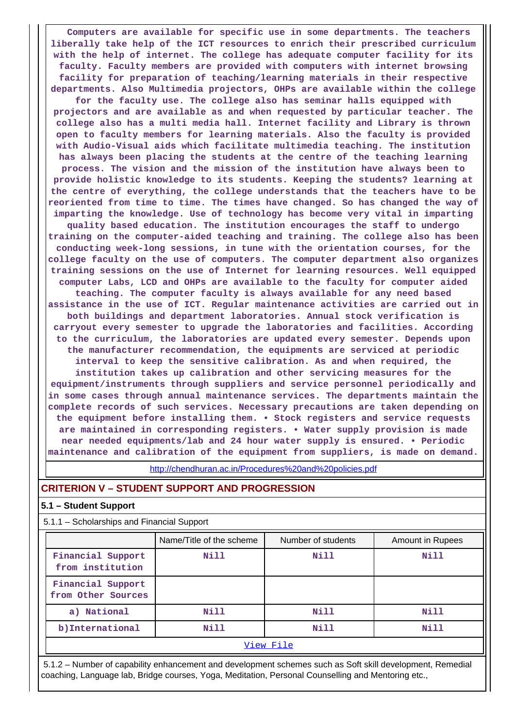Computers are available for specific use in some departments. The teachers liberally take help of the ICT resources to enrich their prescribed curriculum with the help of internet. The college has adequate computer facility for its faculty. Faculty members are provided with computers with internet browsing facility for preparation of teaching/learning materials in their respective departments. Also Multimedia projectors, OHPs are available within the college for the faculty use. The college also has seminar halls equipped with projectors and are available as and when requested by particular teacher. The college also has a multi media hall. Internet facility and Library is thrown open to faculty members for learning materials. Also the faculty is provided with Audio-Visual aids which facilitate multimedia teaching. The institution has always been placing the students at the centre of the teaching learning process. The vision and the mission of the institution have always been to provide holistic knowledge to its students. Keeping the students? learning at the centre of everything, the college understands that the teachers have to be reoriented from time to time. The times have changed. So has changed the way of imparting the knowledge. Use of technology has become very vital in imparting quality based education. The institution encourages the staff to undergo training on the computer-aided teaching and training. The college also has been conducting week-long sessions, in tune with the orientation courses, for the college faculty on the use of computers. The computer department also organizes training sessions on the use of Internet for learning resources. Well equipped computer Labs, LCD and OHPs are available to the faculty for computer aided teaching. The computer faculty is always available for any need based assistance in the use of ICT. Regular maintenance activities are carried out in both buildings and department laboratories. Annual stock verification is carryout every semester to upgrade the laboratories and facilities. According to the curriculum, the laboratories are updated every semester. Depends upon the manufacturer recommendation, the equipments are serviced at periodic interval to keep the sensitive calibration. As and when required, the institution takes up calibration and other servicing measures for the equipment/instruments through suppliers and service personnel periodically and in some cases through annual maintenance services. The departments maintain the complete records of such services. Necessary precautions are taken depending on the equipment before installing them. • Stock registers and service requests are maintained in corresponding registers. • Water supply provision is made near needed equipments/lab and 24 hour water supply is ensured. • Periodic maintenance and calibration of the equipment from suppliers, is made on demand.

http://chendhuran.ac.in/Procedures%20and%20policies.pdf

## CRITERION V – STUDENT SUPPORT AND PROGRESSION

### 5.1 – Student Support

5.1.1 – Scholarships and Financial Support

| | Name/Title of the scheme | Number of students | Amount in Rupees |
|---|---|---|---|
| Financial Support from institution | Nill | Nill | Nill |
| Financial Support from Other Sources | | | |
| a) National | Nill | Nill | Nill |
| b)International | Nill | Nill | Nill |

View File

5.1.2 – Number of capability enhancement and development schemes such as Soft skill development, Remedial coaching, Language lab, Bridge courses, Yoga, Meditation, Personal Counselling and Mentoring etc.,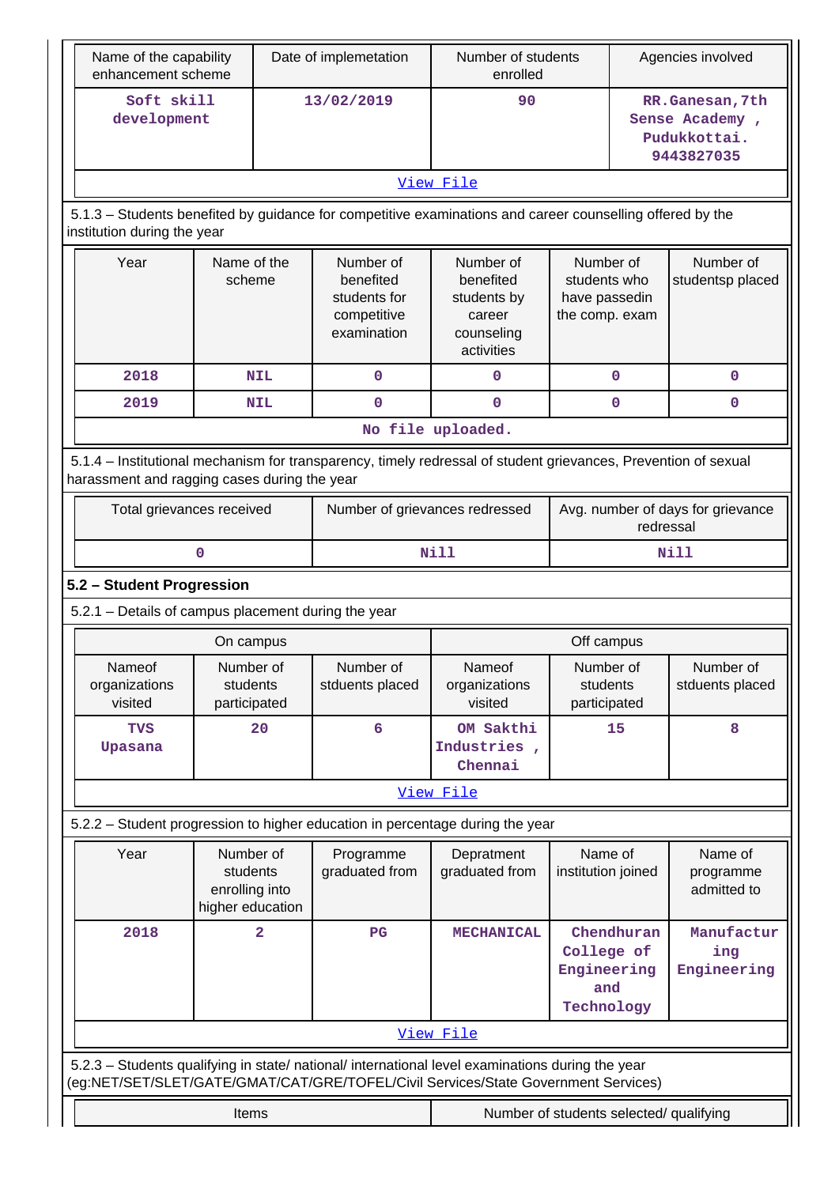| Name of the capability enhancement scheme | Date of implemetation | Number of students enrolled | Agencies involved |
|---|---|---|---|
| Soft skill development | 13/02/2019 | 90 | RR.Ganesan,7th Sense Academy , Pudukkottai. 9443827035 |
| View File | | | |

5.1.3 – Students benefited by guidance for competitive examinations and career counselling offered by the institution during the year

| Year | Name of the scheme | Number of benefited students for competitive examination | Number of benefited students by career counseling activities | Number of students who have passedin the comp. exam | Number of studentsp placed |
|---|---|---|---|---|---|
| 2018 | NIL | 0 | 0 | 0 | 0 |
| 2019 | NIL | 0 | 0 | 0 | 0 |
| No file uploaded. | | | | | |

5.1.4 – Institutional mechanism for transparency, timely redressal of student grievances, Prevention of sexual harassment and ragging cases during the year

| Total grievances received | Number of grievances redressed | Avg. number of days for grievance redressal |
|---|---|---|
| 0 | Nill | Nill |

**5.2 – Student Progression**

5.2.1 – Details of campus placement during the year

| On campus | | | Off campus | | |
|---|---|---|---|---|---|
| Nameof organizations visited | Number of students participated | Number of stduents placed | Nameof organizations visited | Number of students participated | Number of stduents placed |
| TVS Upasana | 20 | 6 | OM Sakthi Industries , Chennai | 15 | 8 |
| View File | | | | | |

5.2.2 – Student progression to higher education in percentage during the year

| Year | Number of students enrolling into higher education | Programme graduated from | Depratment graduated from | Name of institution joined | Name of programme admitted to |
|---|---|---|---|---|---|
| 2018 | 2 | PG | MECHANICAL | Chendhuran College of Engineering and Technology | Manufacturing Engineering |
| View File | | | | | |

5.2.3 – Students qualifying in state/ national/ international level examinations during the year (eg:NET/SET/SLET/GATE/GMAT/CAT/GRE/TOFEL/Civil Services/State Government Services)

| Items | Number of students selected/ qualifying |
|---|---|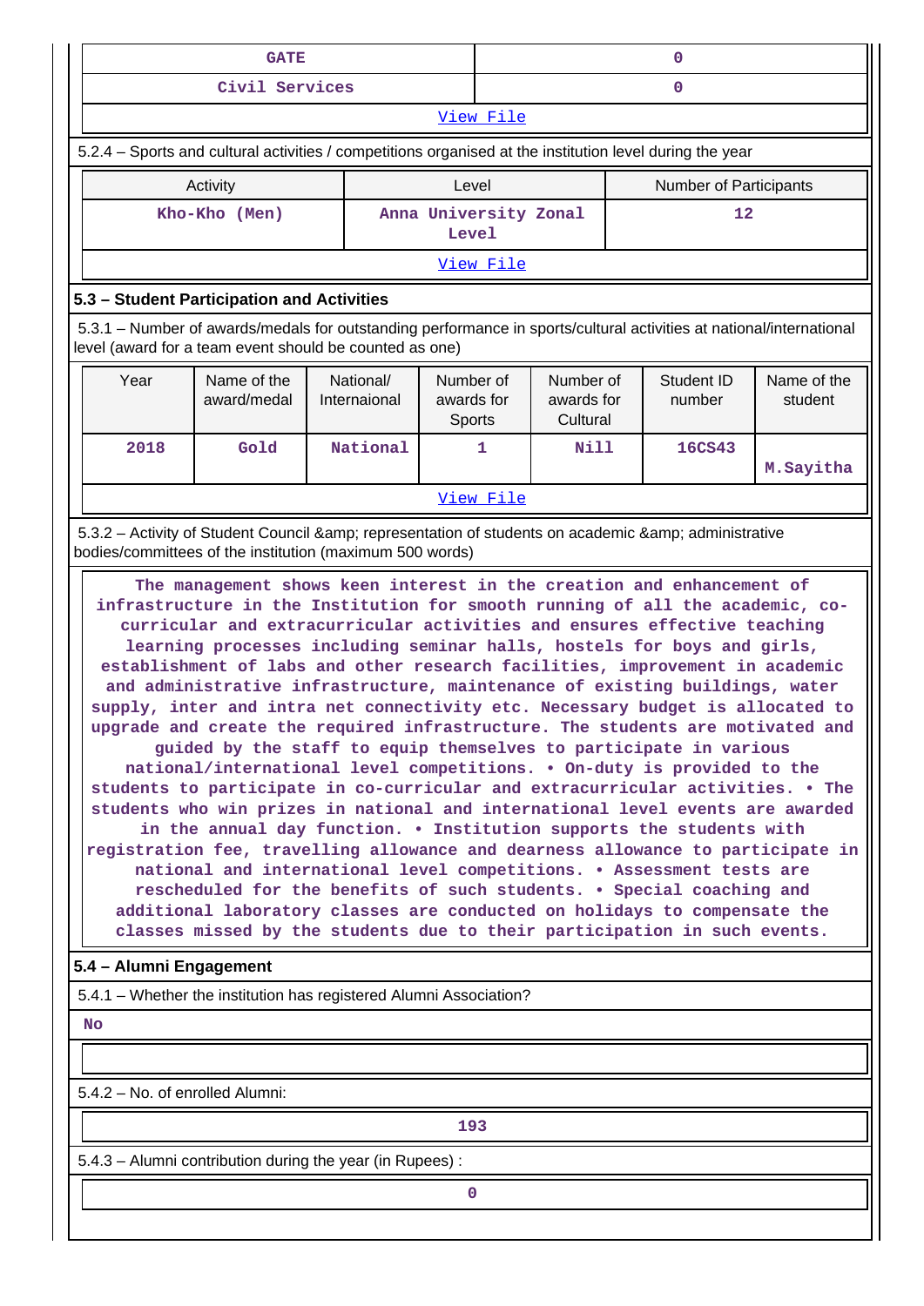| | |
|---|---|
| GATE | 0 |
| Civil Services | 0 |

View File

5.2.4 – Sports and cultural activities / competitions organised at the institution level during the year

| Activity | Level | Number of Participants |
|---|---|---|
| Kho-Kho (Men) | Anna University Zonal Level | 12 |

View File

### 5.3 – Student Participation and Activities

5.3.1 – Number of awards/medals for outstanding performance in sports/cultural activities at national/international level (award for a team event should be counted as one)

| Year | Name of the award/medal | National/ Internaional | Number of awards for Sports | Number of awards for Cultural | Student ID number | Name of the student |
|---|---|---|---|---|---|---|
| 2018 | Gold | National | 1 | Nill | 16CS43 | M.Sayitha |

View File

5.3.2 – Activity of Student Council &amp; representation of students on academic &amp; administrative bodies/committees of the institution (maximum 500 words)

The management shows keen interest in the creation and enhancement of infrastructure in the Institution for smooth running of all the academic, co-curricular and extracurricular activities and ensures effective teaching learning processes including seminar halls, hostels for boys and girls, establishment of labs and other research facilities, improvement in academic and administrative infrastructure, maintenance of existing buildings, water supply, inter and intra net connectivity etc. Necessary budget is allocated to upgrade and create the required infrastructure. The students are motivated and guided by the staff to equip themselves to participate in various national/international level competitions. • On-duty is provided to the students to participate in co-curricular and extracurricular activities. • The students who win prizes in national and international level events are awarded in the annual day function. • Institution supports the students with registration fee, travelling allowance and dearness allowance to participate in national and international level competitions. • Assessment tests are rescheduled for the benefits of such students. • Special coaching and additional laboratory classes are conducted on holidays to compensate the classes missed by the students due to their participation in such events.

### 5.4 – Alumni Engagement

5.4.1 – Whether the institution has registered Alumni Association?

No

5.4.2 – No. of enrolled Alumni:

193

5.4.3 – Alumni contribution during the year (in Rupees) :

0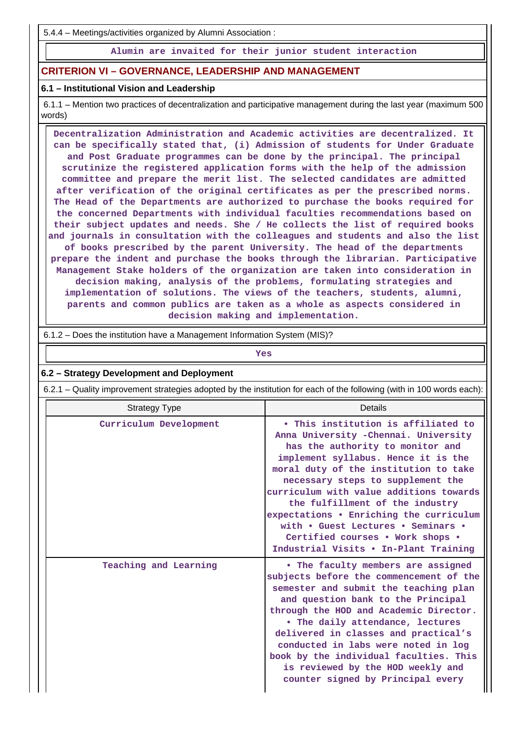5.4.4 – Meetings/activities organized by Alumni Association :

Alumin are invaited for their junior student interaction

## CRITERION VI – GOVERNANCE, LEADERSHIP AND MANAGEMENT

### 6.1 – Institutional Vision and Leadership

6.1.1 – Mention two practices of decentralization and participative management during the last year (maximum 500 words)

Decentralization Administration and Academic activities are decentralized. It can be specifically stated that, (i) Admission of students for Under Graduate and Post Graduate programmes can be done by the principal. The principal scrutinize the registered application forms with the help of the admission committee and prepare the merit list. The selected candidates are admitted after verification of the original certificates as per the prescribed norms. The Head of the Departments are authorized to purchase the books required for the concerned Departments with individual faculties recommendations based on their subject updates and needs. She / He collects the list of required books and journals in consultation with the colleagues and students and also the list of books prescribed by the parent University. The head of the departments prepare the indent and purchase the books through the librarian. Participative Management Stake holders of the organization are taken into consideration in decision making, analysis of the problems, formulating strategies and implementation of solutions. The views of the teachers, students, alumni, parents and common publics are taken as a whole as aspects considered in decision making and implementation.

6.1.2 – Does the institution have a Management Information System (MIS)?

Yes

### 6.2 – Strategy Development and Deployment

6.2.1 – Quality improvement strategies adopted by the institution for each of the following (with in 100 words each):

| Strategy Type | Details |
|---|---|
| Curriculum Development | • This institution is affiliated to Anna University -Chennai. University has the authority to monitor and implement syllabus. Hence it is the moral duty of the institution to take necessary steps to supplement the curriculum with value additions towards the fulfillment of the industry expectations • Enriching the curriculum with • Guest Lectures • Seminars • Certified courses • Work shops • Industrial Visits • In-Plant Training |
| Teaching and Learning | • The faculty members are assigned subjects before the commencement of the semester and submit the teaching plan and question bank to the Principal through the HOD and Academic Director. • The daily attendance, lectures delivered in classes and practical's conducted in labs were noted in log book by the individual faculties. This is reviewed by the HOD weekly and counter signed by Principal every |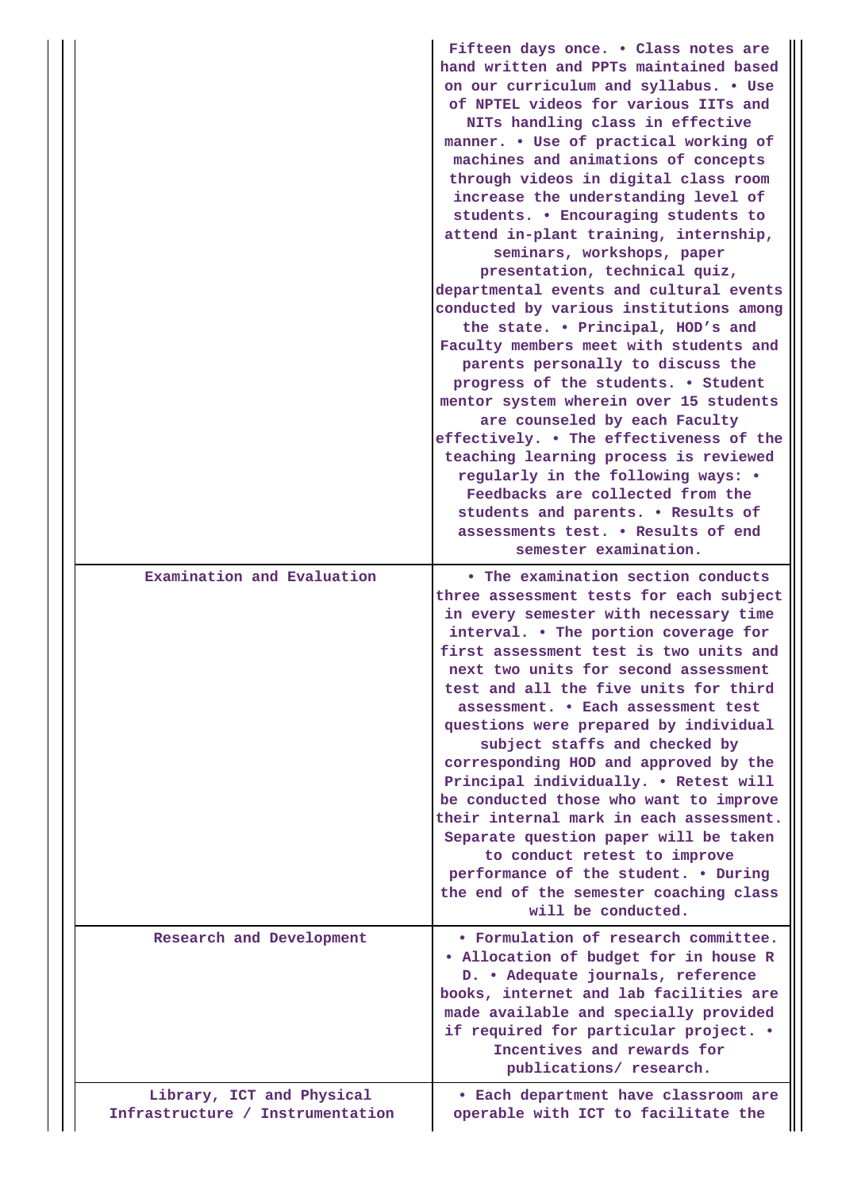| | |
|---|---|
| | Fifteen days once. • Class notes are hand written and PPTs maintained based on our curriculum and syllabus. • Use of NPTEL videos for various IITs and NITs handling class in effective manner. • Use of practical working of machines and animations of concepts through videos in digital class room increase the understanding level of students. • Encouraging students to attend in-plant training, internship, seminars, workshops, paper presentation, technical quiz, departmental events and cultural events conducted by various institutions among the state. • Principal, HOD's and Faculty members meet with students and parents personally to discuss the progress of the students. • Student mentor system wherein over 15 students are counseled by each Faculty effectively. • The effectiveness of the teaching learning process is reviewed regularly in the following ways: • Feedbacks are collected from the students and parents. • Results of assessments test. • Results of end semester examination. |
| Examination and Evaluation | • The examination section conducts three assessment tests for each subject in every semester with necessary time interval. • The portion coverage for first assessment test is two units and next two units for second assessment test and all the five units for third assessment. • Each assessment test questions were prepared by individual subject staffs and checked by corresponding HOD and approved by the Principal individually. • Retest will be conducted those who want to improve their internal mark in each assessment. Separate question paper will be taken to conduct retest to improve performance of the student. • During the end of the semester coaching class will be conducted. |
| Research and Development | • Formulation of research committee. • Allocation of budget for in house R D. • Adequate journals, reference books, internet and lab facilities are made available and specially provided if required for particular project. • Incentives and rewards for publications/ research. |
| Library, ICT and Physical Infrastructure / Instrumentation | • Each department have classroom are operable with ICT to facilitate the |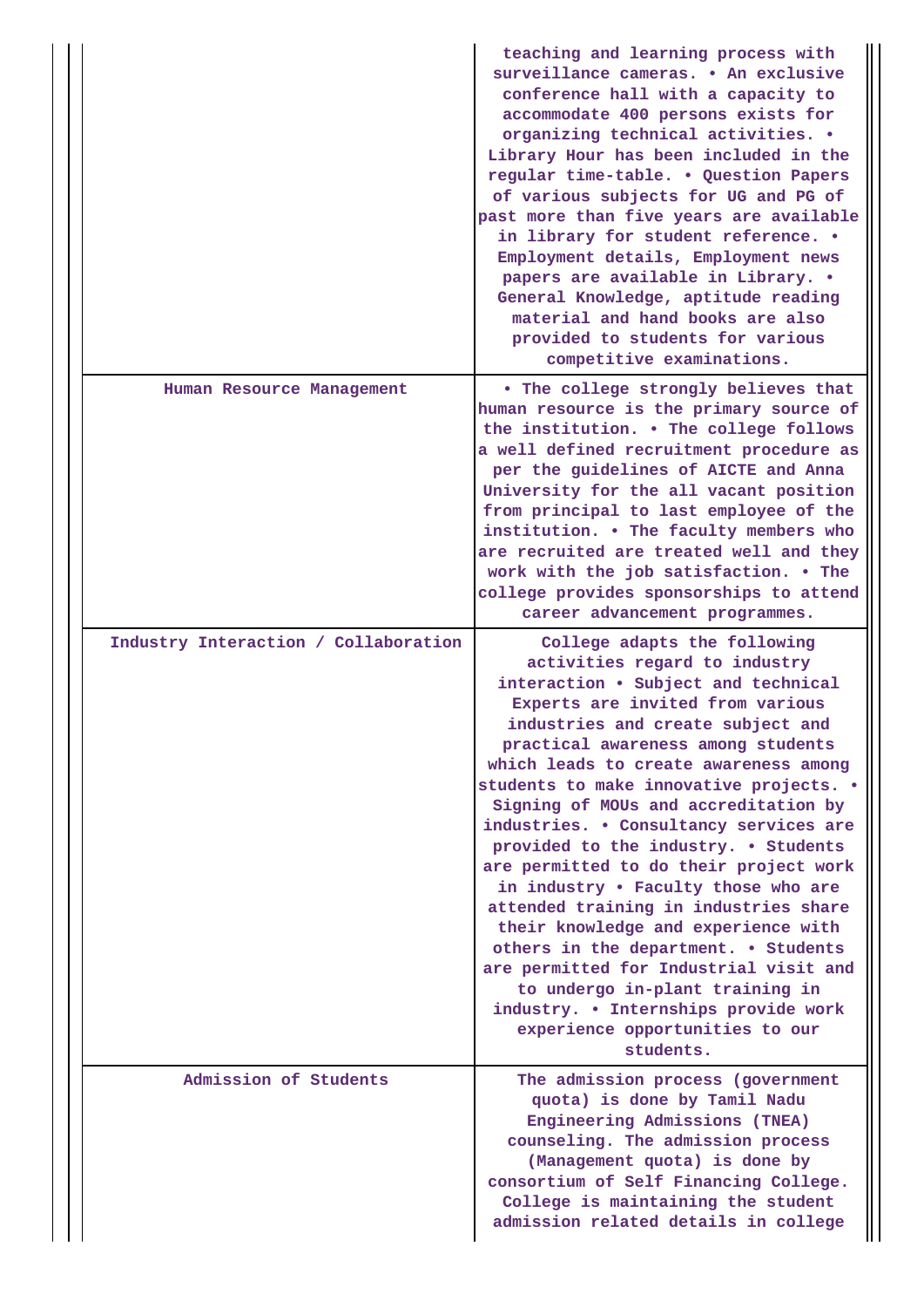| | |
|---|---|
| | teaching and learning process with surveillance cameras. • An exclusive conference hall with a capacity to accommodate 400 persons exists for organizing technical activities. • Library Hour has been included in the regular time-table. • Question Papers of various subjects for UG and PG of past more than five years are available in library for student reference. • Employment details, Employment news papers are available in Library. • General Knowledge, aptitude reading material and hand books are also provided to students for various competitive examinations. |
| Human Resource Management | • The college strongly believes that human resource is the primary source of the institution. • The college follows a well defined recruitment procedure as per the guidelines of AICTE and Anna University for the all vacant position from principal to last employee of the institution. • The faculty members who are recruited are treated well and they work with the job satisfaction. • The college provides sponsorships to attend career advancement programmes. |
| Industry Interaction / Collaboration | College adapts the following activities regard to industry interaction • Subject and technical Experts are invited from various industries and create subject and practical awareness among students which leads to create awareness among students to make innovative projects. • Signing of MOUs and accreditation by industries. • Consultancy services are provided to the industry. • Students are permitted to do their project work in industry • Faculty those who are attended training in industries share their knowledge and experience with others in the department. • Students are permitted for Industrial visit and to undergo in-plant training in industry. • Internships provide work experience opportunities to our students. |
| Admission of Students | The admission process (government quota) is done by Tamil Nadu Engineering Admissions (TNEA) counseling. The admission process (Management quota) is done by consortium of Self Financing College. College is maintaining the student admission related details in college |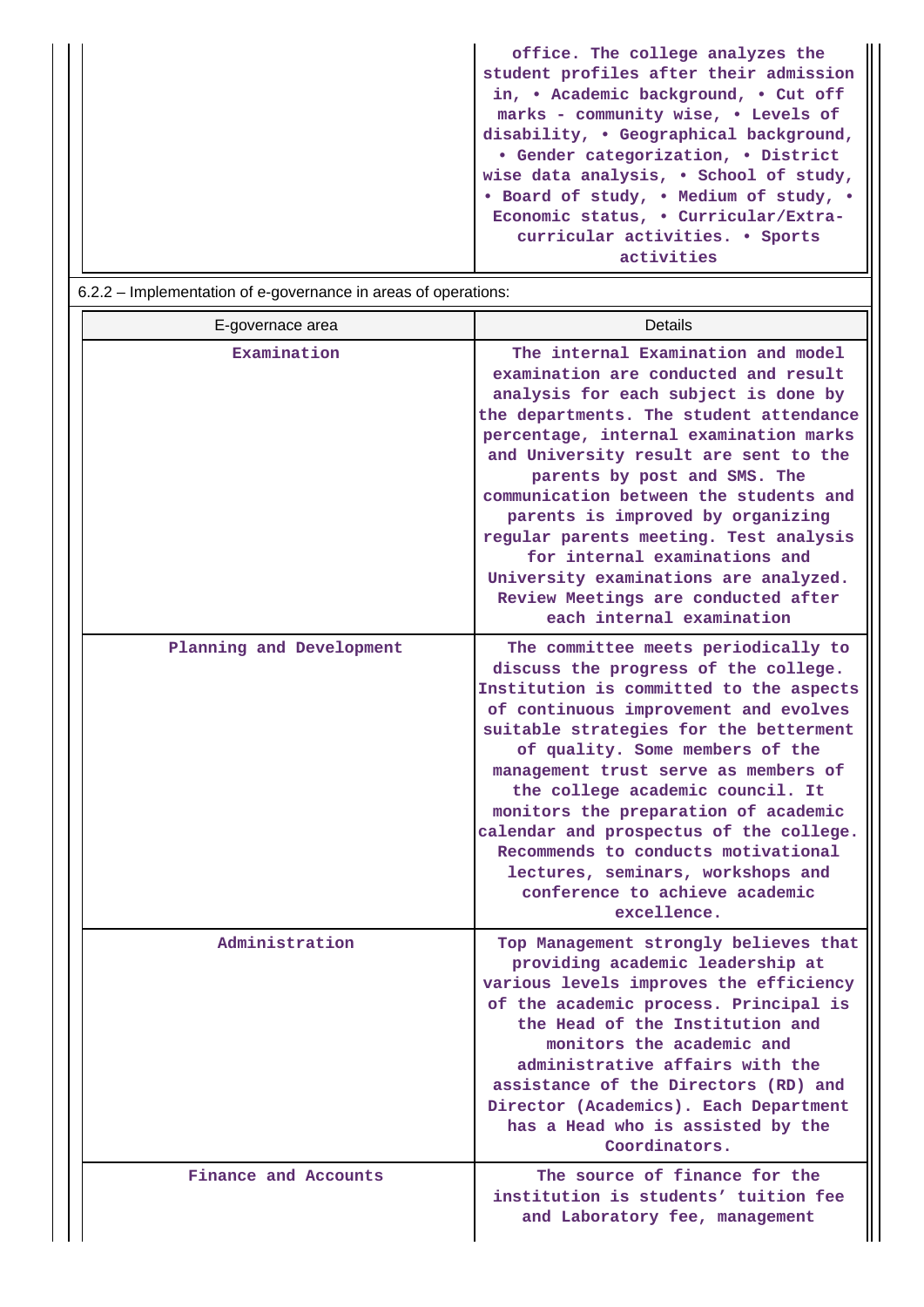| | |
|---|---|
| | office. The college analyzes the student profiles after their admission in, • Academic background, • Cut off marks - community wise, • Levels of disability, • Geographical background, • Gender categorization, • District wise data analysis, • School of study, • Board of study, • Medium of study, • Economic status, • Curricular/Extra-curricular activities. • Sports activities |

6.2.2 – Implementation of e-governance in areas of operations:

| E-governace area | Details |
|---|---|
| Examination | The internal Examination and model examination are conducted and result analysis for each subject is done by the departments. The student attendance percentage, internal examination marks and University result are sent to the parents by post and SMS. The communication between the students and parents is improved by organizing regular parents meeting. Test analysis for internal examinations and University examinations are analyzed. Review Meetings are conducted after each internal examination |
| Planning and Development | The committee meets periodically to discuss the progress of the college. Institution is committed to the aspects of continuous improvement and evolves suitable strategies for the betterment of quality. Some members of the management trust serve as members of the college academic council. It monitors the preparation of academic calendar and prospectus of the college. Recommends to conducts motivational lectures, seminars, workshops and conference to achieve academic excellence. |
| Administration | Top Management strongly believes that providing academic leadership at various levels improves the efficiency of the academic process. Principal is the Head of the Institution and monitors the academic and administrative affairs with the assistance of the Directors (RD) and Director (Academics). Each Department has a Head who is assisted by the Coordinators. |
| Finance and Accounts | The source of finance for the institution is students' tuition fee and Laboratory fee, management |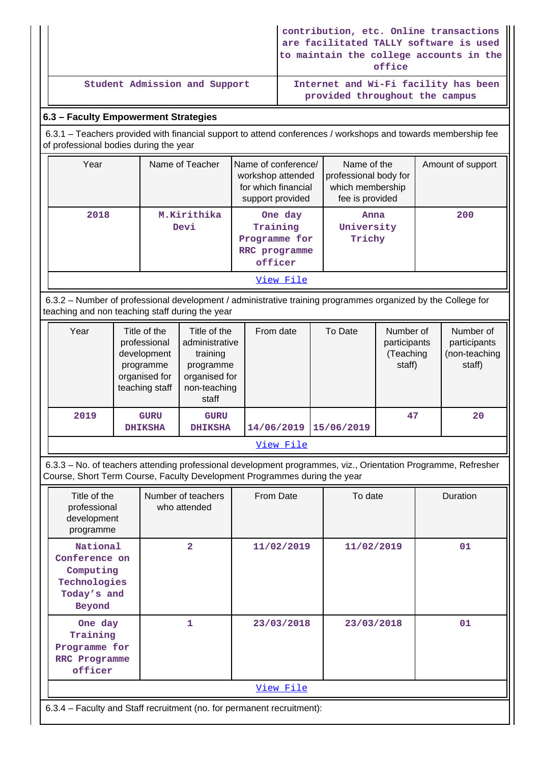| | |
|---|---|
| | contribution, etc. Online transactions are facilitated TALLY software is used to maintain the college accounts in the office |
| Student Admission and Support | Internet and Wi-Fi facility has been provided throughout the campus |

### 6.3 – Faculty Empowerment Strategies

6.3.1 – Teachers provided with financial support to attend conferences / workshops and towards membership fee of professional bodies during the year

| Year | Name of Teacher | Name of conference/ workshop attended for which financial support provided | Name of the professional body for which membership fee is provided | Amount of support |
|---|---|---|---|---|
| 2018 | M.Kirithika Devi | One day Training Programme for RRC programme officer | Anna University Trichy | 200 |

View File

6.3.2 – Number of professional development / administrative training programmes organized by the College for teaching and non teaching staff during the year

| Year | Title of the professional development programme organised for teaching staff | Title of the administrative training programme organised for non-teaching staff | From date | To Date | Number of participants (Teaching staff) | Number of participants (non-teaching staff) |
|---|---|---|---|---|---|---|
| 2019 | GURU DHIKSHA | GURU DHIKSHA | 14/06/2019 | 15/06/2019 | 47 | 20 |

View File

6.3.3 – No. of teachers attending professional development programmes, viz., Orientation Programme, Refresher Course, Short Term Course, Faculty Development Programmes during the year

| Title of the professional development programme | Number of teachers who attended | From Date | To date | Duration |
|---|---|---|---|---|
| National Conference on Computing Technologies Today's and Beyond | 2 | 11/02/2019 | 11/02/2019 | 01 |
| One day Training Programme for RRC Programme officer | 1 | 23/03/2018 | 23/03/2018 | 01 |

View File

6.3.4 – Faculty and Staff recruitment (no. for permanent recruitment):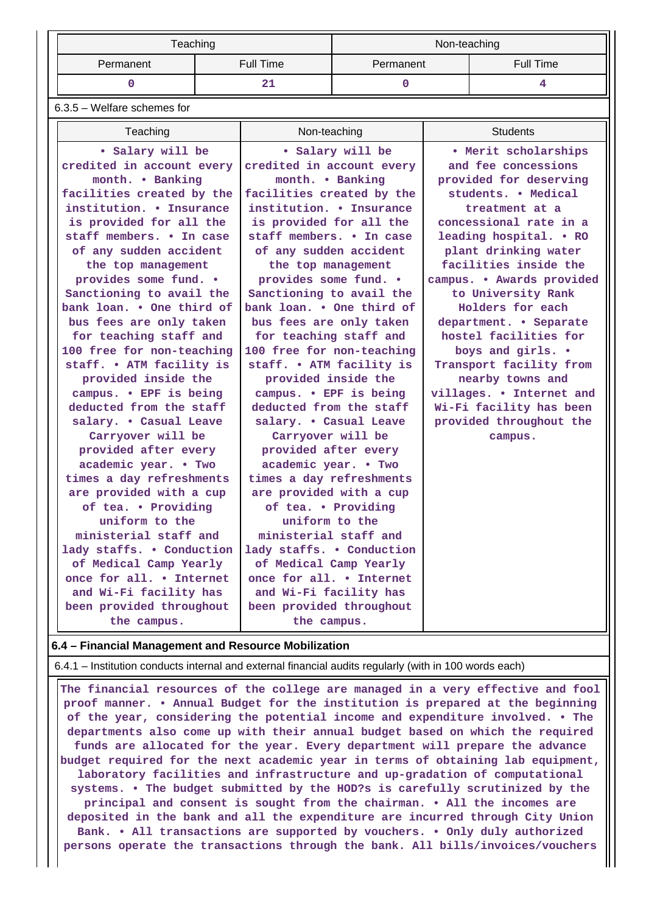| Teaching | | Non-teaching | |
|---|---|---|---|
| Permanent | Full Time | Permanent | Full Time |
| 0 | 21 | 0 | 4 |

6.3.5 – Welfare schemes for

| Teaching | Non-teaching | Students |
|---|---|---|
| • Salary will be credited in account every month. • Banking facilities created by the institution. • Insurance is provided for all the staff members. • In case of any sudden accident the top management provides some fund. • Sanctioning to avail the bank loan. • One third of bus fees are only taken for teaching staff and 100 free for non-teaching staff. • ATM facility is provided inside the campus. • EPF is being deducted from the staff salary. • Casual Leave Carryover will be provided after every academic year. • Two times a day refreshments are provided with a cup of tea. • Providing uniform to the ministerial staff and lady staffs. • Conduction of Medical Camp Yearly once for all. • Internet and Wi-Fi facility has been provided throughout the campus. | • Salary will be credited in account every month. • Banking facilities created by the institution. • Insurance is provided for all the staff members. • In case of any sudden accident the top management provides some fund. • Sanctioning to avail the bank loan. • One third of bus fees are only taken for teaching staff and 100 free for non-teaching staff. • ATM facility is provided inside the campus. • EPF is being deducted from the staff salary. • Casual Leave Carryover will be provided after every academic year. • Two times a day refreshments are provided with a cup of tea. • Providing uniform to the ministerial staff and lady staffs. • Conduction of Medical Camp Yearly once for all. • Internet and Wi-Fi facility has been provided throughout the campus. | • Merit scholarships and fee concessions provided for deserving students. • Medical treatment at a concessional rate in a leading hospital. • RO plant drinking water facilities inside the campus. • Awards provided to University Rank Holders for each department. • Separate hostel facilities for boys and girls. • Transport facility from nearby towns and villages. • Internet and Wi-Fi facility has been provided throughout the campus. |

**6.4 – Financial Management and Resource Mobilization**

6.4.1 – Institution conducts internal and external financial audits regularly (with in 100 words each)

The financial resources of the college are managed in a very effective and fool proof manner. • Annual Budget for the institution is prepared at the beginning of the year, considering the potential income and expenditure involved. • The departments also come up with their annual budget based on which the required funds are allocated for the year. Every department will prepare the advance budget required for the next academic year in terms of obtaining lab equipment, laboratory facilities and infrastructure and up-gradation of computational systems. • The budget submitted by the HOD?s is carefully scrutinized by the principal and consent is sought from the chairman. • All the incomes are deposited in the bank and all the expenditure are incurred through City Union Bank. • All transactions are supported by vouchers. • Only duly authorized persons operate the transactions through the bank. All bills/invoices/vouchers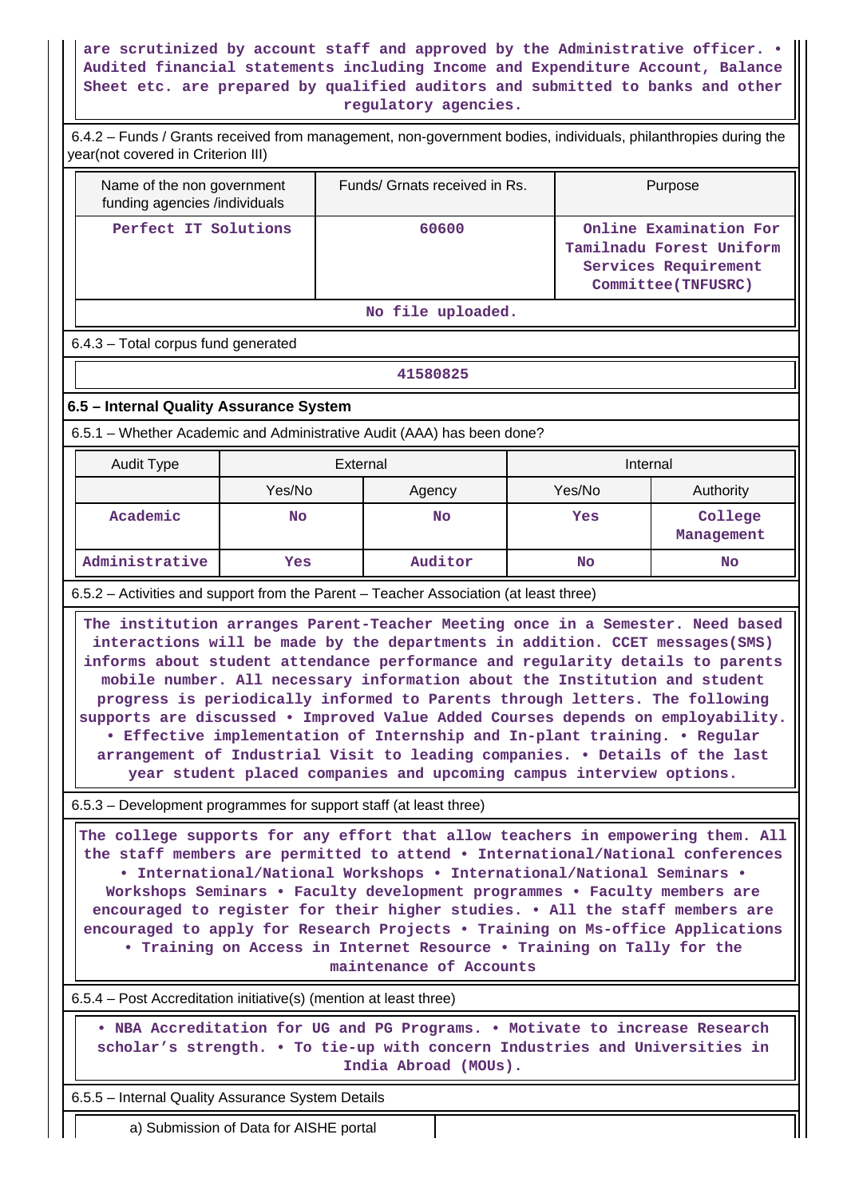are scrutinized by account staff and approved by the Administrative officer. • Audited financial statements including Income and Expenditure Account, Balance Sheet etc. are prepared by qualified auditors and submitted to banks and other regulatory agencies.

6.4.2 – Funds / Grants received from management, non-government bodies, individuals, philanthropies during the year(not covered in Criterion III)

| Name of the non government funding agencies /individuals | Funds/ Grnats received in Rs. | Purpose |
|---|---|---|
| Perfect IT Solutions | 60600 | Online Examination For Tamilnadu Forest Uniform Services Requirement Committee(TNFUSRC) |
| No file uploaded. | | |

6.4.3 – Total corpus fund generated

| 41580825 |
|---|

**6.5 – Internal Quality Assurance System**

6.5.1 – Whether Academic and Administrative Audit (AAA) has been done?

| Audit Type | External | | Internal | |
|---|---|---|---|---|
| | Yes/No | Agency | Yes/No | Authority |
| Academic | No | No | Yes | College Management |
| Administrative | Yes | Auditor | No | No |

6.5.2 – Activities and support from the Parent – Teacher Association (at least three)

The institution arranges Parent-Teacher Meeting once in a Semester. Need based interactions will be made by the departments in addition. CCET messages(SMS) informs about student attendance performance and regularity details to parents mobile number. All necessary information about the Institution and student progress is periodically informed to Parents through letters. The following supports are discussed • Improved Value Added Courses depends on employability. • Effective implementation of Internship and In-plant training. • Regular arrangement of Industrial Visit to leading companies. • Details of the last year student placed companies and upcoming campus interview options.

6.5.3 – Development programmes for support staff (at least three)

The college supports for any effort that allow teachers in empowering them. All the staff members are permitted to attend • International/National conferences • International/National Workshops • International/National Seminars • Workshops Seminars • Faculty development programmes • Faculty members are encouraged to register for their higher studies. • All the staff members are encouraged to apply for Research Projects • Training on Ms-office Applications • Training on Access in Internet Resource • Training on Tally for the maintenance of Accounts

6.5.4 – Post Accreditation initiative(s) (mention at least three)

• NBA Accreditation for UG and PG Programs. • Motivate to increase Research scholar's strength. • To tie-up with concern Industries and Universities in India Abroad (MOUs).

6.5.5 – Internal Quality Assurance System Details

| a) Submission of Data for AISHE portal | |
|---|---|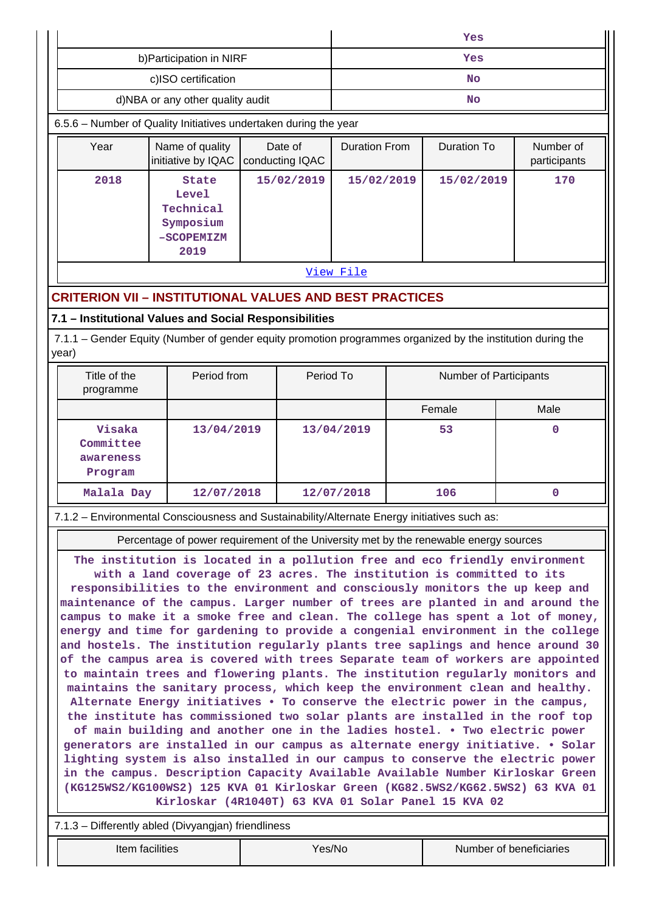| | |
|---|---|
| | Yes |
| b)Participation in NIRF | Yes |
| c)ISO certification | No |
| d)NBA or any other quality audit | No |

6.5.6 – Number of Quality Initiatives undertaken during the year

| Year | Name of quality initiative by IQAC | Date of conducting IQAC | Duration From | Duration To | Number of participants |
|---|---|---|---|---|---|
| 2018 | State Level Technical Symposium -SCOPEMIZM 2019 | 15/02/2019 | 15/02/2019 | 15/02/2019 | 170 |

View File

## CRITERION VII – INSTITUTIONAL VALUES AND BEST PRACTICES

### 7.1 – Institutional Values and Social Responsibilities

7.1.1 – Gender Equity (Number of gender equity promotion programmes organized by the institution during the year)

| Title of the programme | Period from | Period To | Number of Participants | |
|---|---|---|---|---|
| | | | Female | Male |
| Visaka Committee awareness Program | 13/04/2019 | 13/04/2019 | 53 | 0 |
| Malala Day | 12/07/2018 | 12/07/2018 | 106 | 0 |

7.1.2 – Environmental Consciousness and Sustainability/Alternate Energy initiatives such as:

| Percentage of power requirement of the University met by the renewable energy sources |
|---|
| The institution is located in a pollution free and eco friendly environment with a land coverage of 23 acres. The institution is committed to its responsibilities to the environment and consciously monitors the up keep and maintenance of the campus. Larger number of trees are planted in and around the campus to make it a smoke free and clean. The college has spent a lot of money, energy and time for gardening to provide a congenial environment in the college and hostels. The institution regularly plants tree saplings and hence around 30 of the campus area is covered with trees Separate team of workers are appointed to maintain trees and flowering plants. The institution regularly monitors and maintains the sanitary process, which keep the environment clean and healthy. Alternate Energy initiatives • To conserve the electric power in the campus, the institute has commissioned two solar plants are installed in the roof top of main building and another one in the ladies hostel. • Two electric power generators are installed in our campus as alternate energy initiative. • Solar lighting system is also installed in our campus to conserve the electric power in the campus. Description Capacity Available Available Number Kirloskar Green (KG125WS2/KG100WS2) 125 KVA 01 Kirloskar Green (KG82.5WS2/KG62.5WS2) 63 KVA 01 Kirloskar (4R1040T) 63 KVA 01 Solar Panel 15 KVA 02 |

7.1.3 – Differently abled (Divyangjan) friendliness

| Item facilities | Yes/No | Number of beneficiaries |
|---|---|---|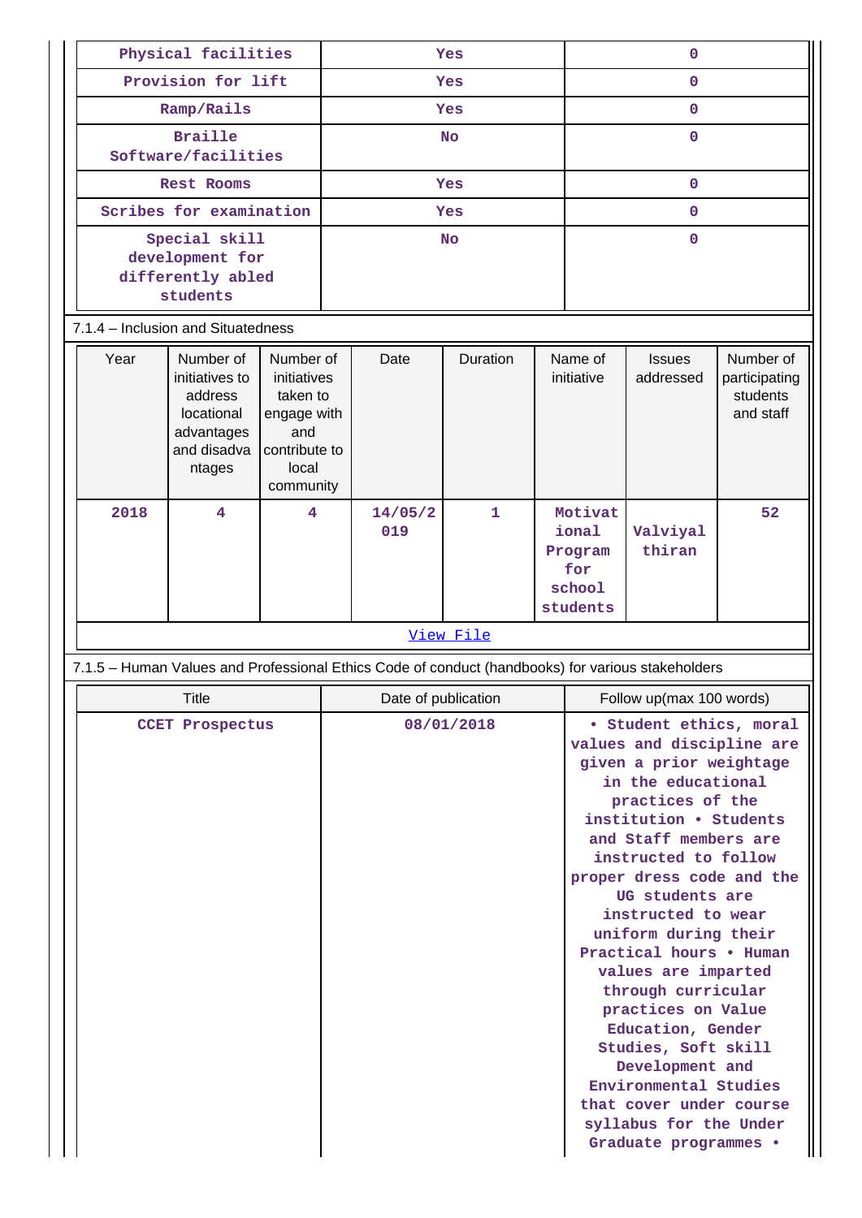| Physical facilities | Yes | 0 |
|---|---|---|
| Provision for lift | Yes | 0 |
| Ramp/Rails | Yes | 0 |
| Braille Software/facilities | No | 0 |
| Rest Rooms | Yes | 0 |
| Scribes for examination | Yes | 0 |
| Special skill development for differently abled students | No | 0 |

7.1.4 – Inclusion and Situatedness

| Year | Number of initiatives to address locational advantages and disadvantages | Number of initiatives taken to engage with and contribute to local community | Date | Duration | Name of initiative | Issues addressed | Number of participating students and staff |
|---|---|---|---|---|---|---|---|
| 2018 | 4 | 4 | 14/05/2019 | 1 | Motivational Program for school students | Valviyal thiran | 52 |

[View File]

7.1.5 – Human Values and Professional Ethics Code of conduct (handbooks) for various stakeholders

| Title | Date of publication | Follow up(max 100 words) |
|---|---|---|
| CCET Prospectus | 08/01/2018 | • Student ethics, moral values and discipline are given a prior weightage in the educational practices of the institution • Students and Staff members are instructed to follow proper dress code and the UG students are instructed to wear uniform during their Practical hours • Human values are imparted through curricular practices on Value Education, Gender Studies, Soft skill Development and Environmental Studies that cover under course syllabus for the Under Graduate programmes • |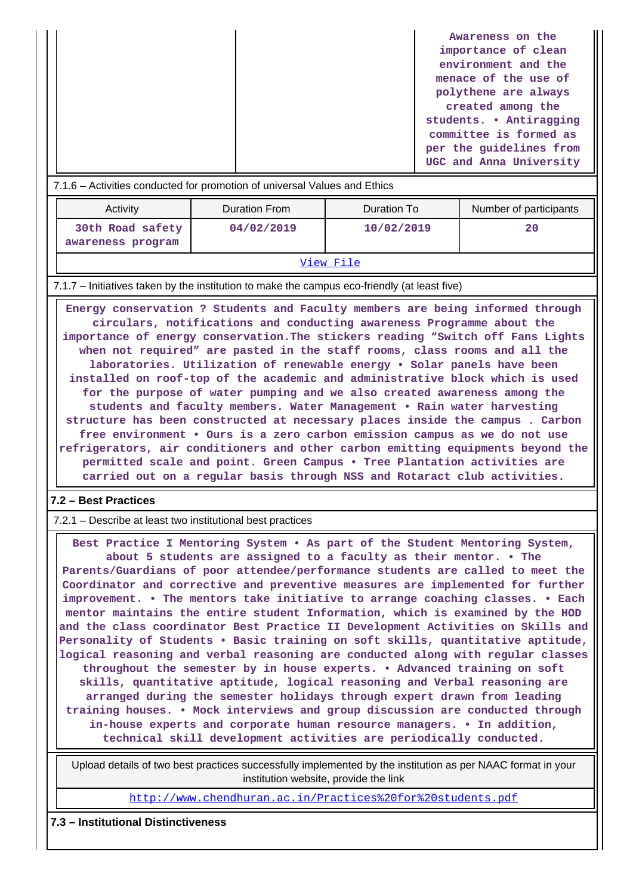| | | Awareness on the importance of clean environment and the menace of the use of polythene are always created among the students. • Antiragging committee is formed as per the guidelines from UGC and Anna University |
|---|---|---|

7.1.6 – Activities conducted for promotion of universal Values and Ethics

| Activity | Duration From | Duration To | Number of participants |
|---|---|---|---|
| 30th Road safety awareness program | 04/02/2019 | 10/02/2019 | 20 |

View File

7.1.7 – Initiatives taken by the institution to make the campus eco-friendly (at least five)

Energy conservation ? Students and Faculty members are being informed through circulars, notifications and conducting awareness Programme about the importance of energy conservation.The stickers reading "Switch off Fans Lights when not required" are pasted in the staff rooms, class rooms and all the laboratories. Utilization of renewable energy • Solar panels have been installed on roof-top of the academic and administrative block which is used for the purpose of water pumping and we also created awareness among the students and faculty members. Water Management • Rain water harvesting structure has been constructed at necessary places inside the campus . Carbon free environment • Ours is a zero carbon emission campus as we do not use refrigerators, air conditioners and other carbon emitting equipments beyond the permitted scale and point. Green Campus • Tree Plantation activities are carried out on a regular basis through NSS and Rotaract club activities.

**7.2 – Best Practices**

7.2.1 – Describe at least two institutional best practices

Best Practice I Mentoring System • As part of the Student Mentoring System, about 5 students are assigned to a faculty as their mentor. • The Parents/Guardians of poor attendee/performance students are called to meet the Coordinator and corrective and preventive measures are implemented for further improvement. • The mentors take initiative to arrange coaching classes. • Each mentor maintains the entire student Information, which is examined by the HOD and the class coordinator Best Practice II Development Activities on Skills and Personality of Students • Basic training on soft skills, quantitative aptitude, logical reasoning and verbal reasoning are conducted along with regular classes throughout the semester by in house experts. • Advanced training on soft skills, quantitative aptitude, logical reasoning and Verbal reasoning are arranged during the semester holidays through expert drawn from leading training houses. • Mock interviews and group discussion are conducted through in-house experts and corporate human resource managers. • In addition, technical skill development activities are periodically conducted.

Upload details of two best practices successfully implemented by the institution as per NAAC format in your institution website, provide the link

http://www.chendhuran.ac.in/Practices%20for%20students.pdf

**7.3 – Institutional Distinctiveness**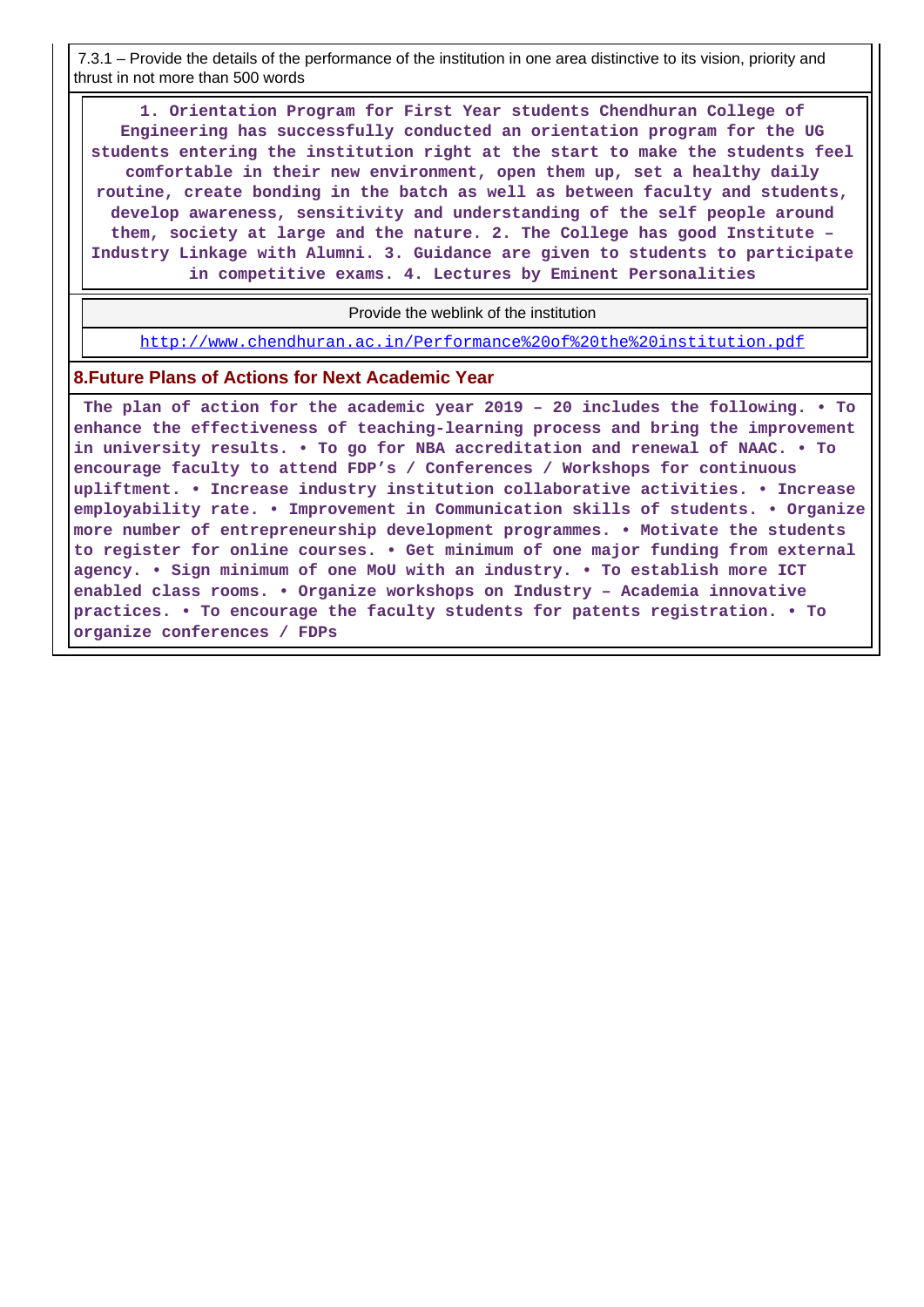7.3.1 – Provide the details of the performance of the institution in one area distinctive to its vision, priority and thrust in not more than 500 words

**1. Orientation Program for First Year students Chendhuran College of Engineering has successfully conducted an orientation program for the UG students entering the institution right at the start to make the students feel comfortable in their new environment, open them up, set a healthy daily routine, create bonding in the batch as well as between faculty and students, develop awareness, sensitivity and understanding of the self people around them, society at large and the nature. 2. The College has good Institute – Industry Linkage with Alumni. 3. Guidance are given to students to participate in competitive exams. 4. Lectures by Eminent Personalities**

Provide the weblink of the institution

http://www.chendhuran.ac.in/Performance%20of%20the%20institution.pdf

## 8.Future Plans of Actions for Next Academic Year

**The plan of action for the academic year 2019 – 20 includes the following. • To enhance the effectiveness of teaching-learning process and bring the improvement in university results. • To go for NBA accreditation and renewal of NAAC. • To encourage faculty to attend FDP's / Conferences / Workshops for continuous upliftment. • Increase industry institution collaborative activities. • Increase employability rate. • Improvement in Communication skills of students. • Organize more number of entrepreneurship development programmes. • Motivate the students to register for online courses. • Get minimum of one major funding from external agency. • Sign minimum of one MoU with an industry. • To establish more ICT enabled class rooms. • Organize workshops on Industry – Academia innovative practices. • To encourage the faculty students for patents registration. • To organize conferences / FDPs**